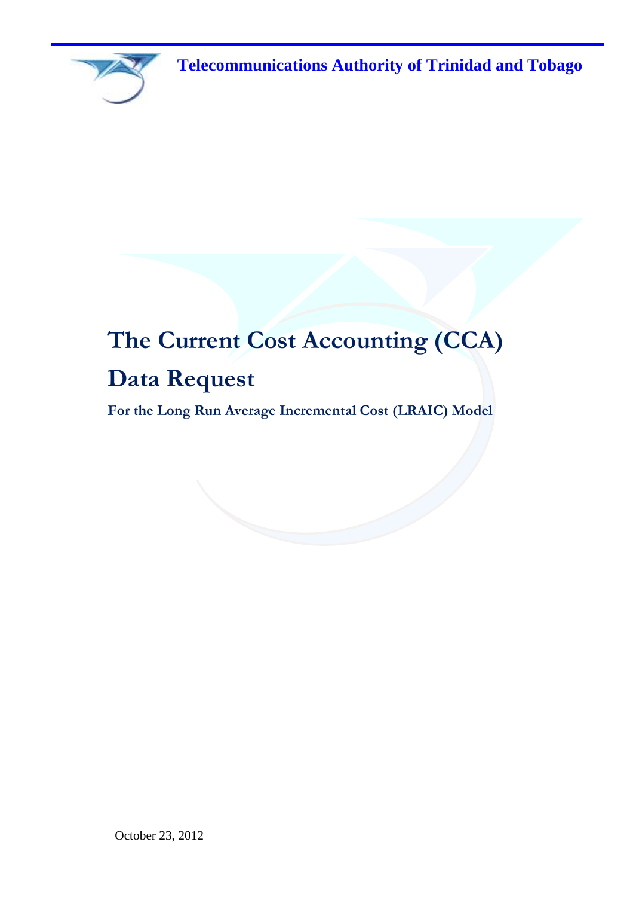**Telecommunications Authority of Trinidad and Tobago**

# The Current Cost Accounting (CCA) Data Request

**For the Long Run Average Incremental Cost (LRAIC) Model**

October 23, 2012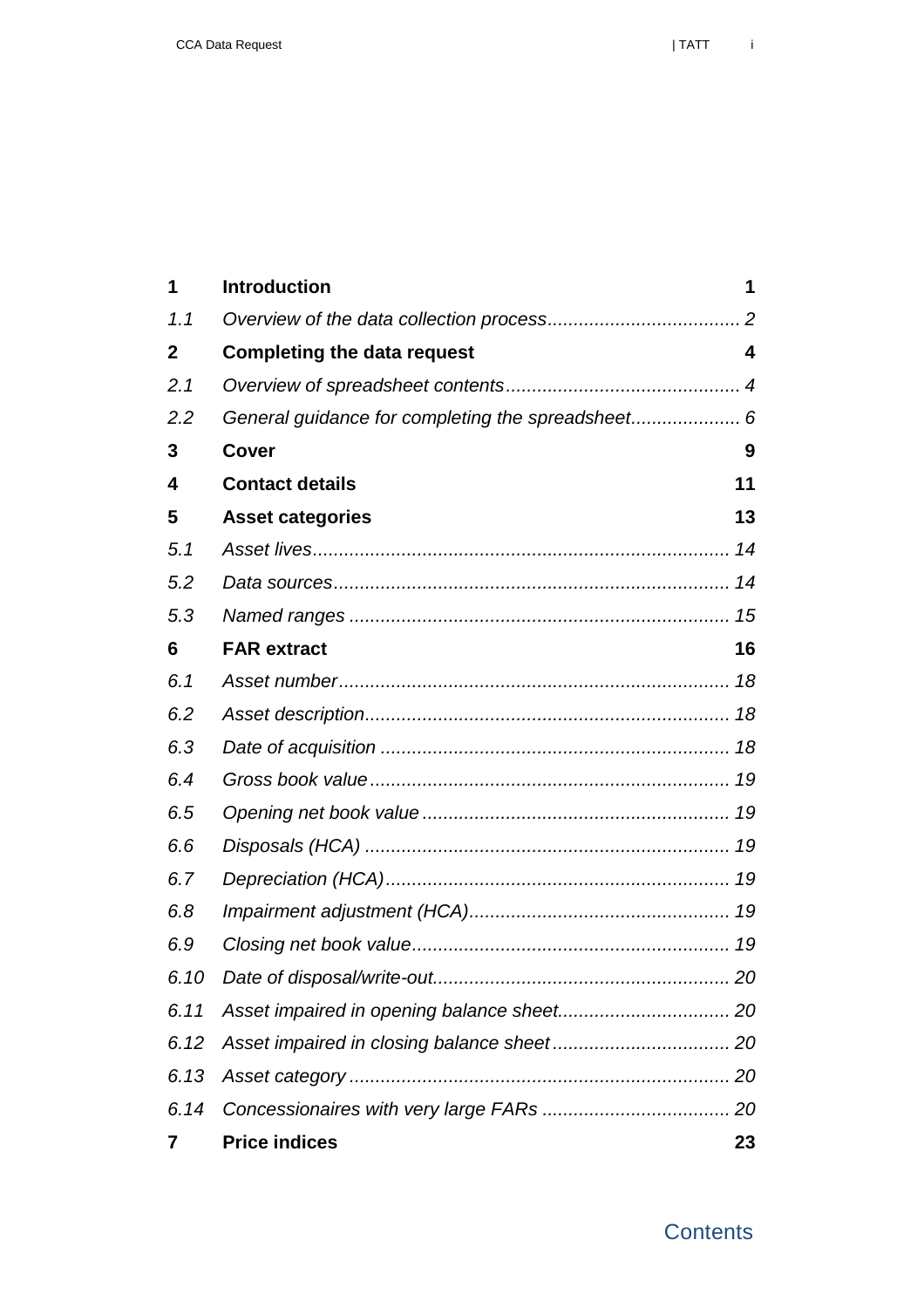# Contents

| | | |
|---|---|---|
| **1** | **Introduction** | **1** |
| *1.1* | *Overview of the data collection process* | *2* |
| **2** | **Completing the data request** | **4** |
| *2.1* | *Overview of spreadsheet contents* | *4* |
| *2.2* | *General guidance for completing the spreadsheet* | *6* |
| **3** | **Cover** | **9** |
| **4** | **Contact details** | **11** |
| **5** | **Asset categories** | **13** |
| *5.1* | *Asset lives* | *14* |
| *5.2* | *Data sources* | *14* |
| *5.3* | *Named ranges* | *15* |
| **6** | **FAR extract** | **16** |
| *6.1* | *Asset number* | *18* |
| *6.2* | *Asset description* | *18* |
| *6.3* | *Date of acquisition* | *18* |
| *6.4* | *Gross book value* | *19* |
| *6.5* | *Opening net book value* | *19* |
| *6.6* | *Disposals (HCA)* | *19* |
| *6.7* | *Depreciation (HCA)* | *19* |
| *6.8* | *Impairment adjustment (HCA)* | *19* |
| *6.9* | *Closing net book value* | *19* |
| *6.10* | *Date of disposal/write-out* | *20* |
| *6.11* | *Asset impaired in opening balance sheet* | *20* |
| *6.12* | *Asset impaired in closing balance sheet* | *20* |
| *6.13* | *Asset category* | *20* |
| *6.14* | *Concessionaires with very large FARs* | *20* |
| **7** | **Price indices** | **23** |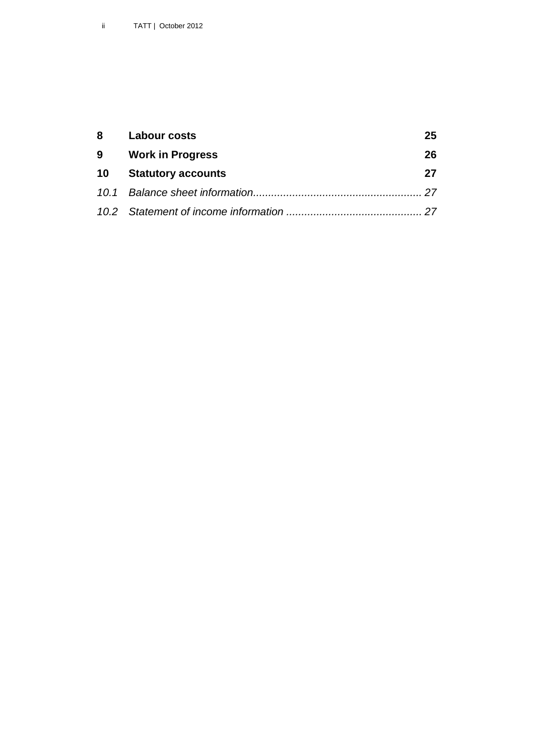| | | |
|---|---|---|
| **8** | **Labour costs** | **25** |
| **9** | **Work in Progress** | **26** |
| **10** | **Statutory accounts** | **27** |
| *10.1* | *Balance sheet information* | *27* |
| *10.2* | *Statement of income information* | *27* |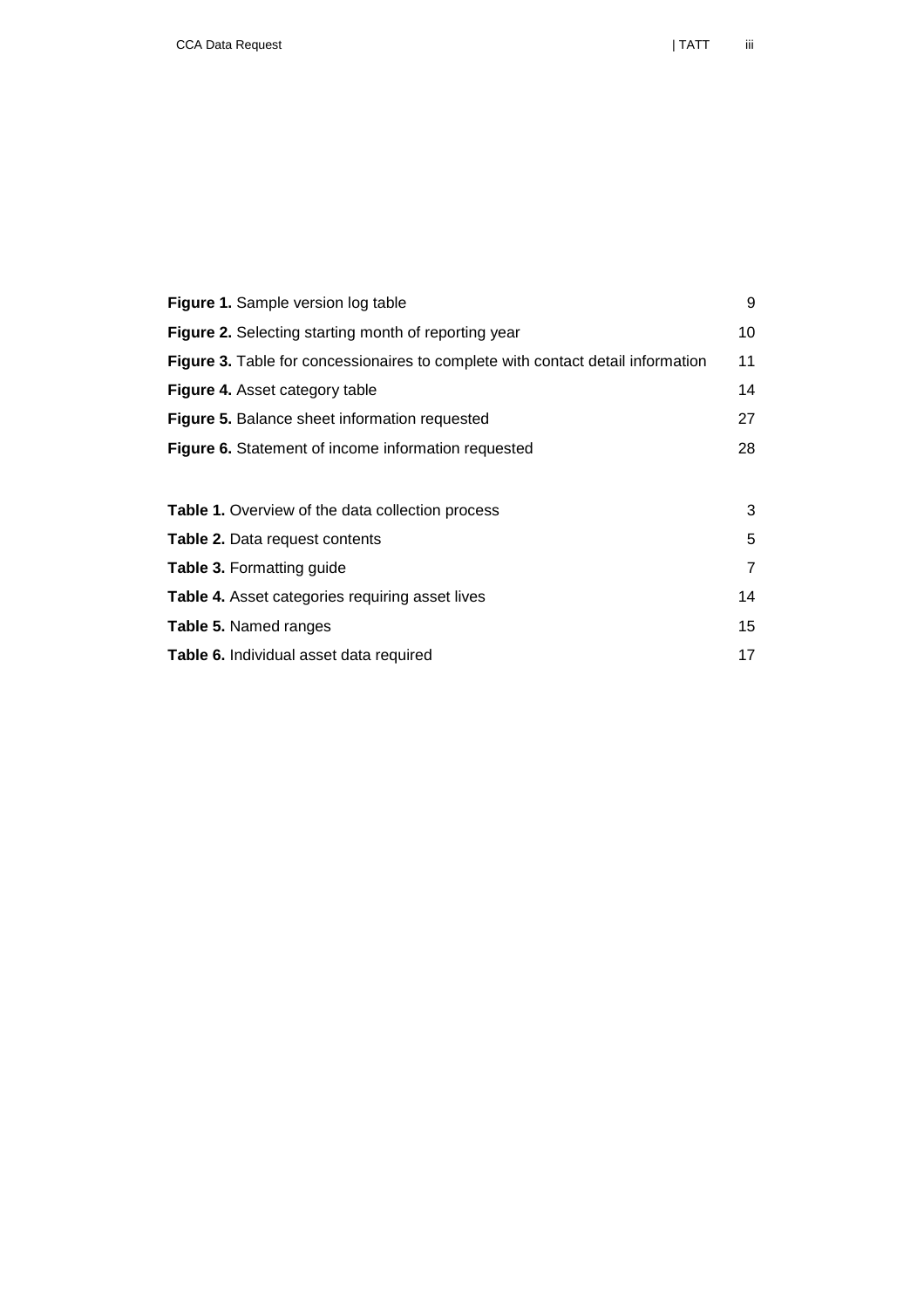**Figure 1.** Sample version log table 9

**Figure 2.** Selecting starting month of reporting year 10

**Figure 3.** Table for concessionaires to complete with contact detail information 11

**Figure 4.** Asset category table 14

**Figure 5.** Balance sheet information requested 27

**Figure 6.** Statement of income information requested 28

**Table 1.** Overview of the data collection process 3

**Table 2.** Data request contents 5

**Table 3.** Formatting guide 7

**Table 4.** Asset categories requiring asset lives 14

**Table 5.** Named ranges 15

**Table 6.** Individual asset data required 17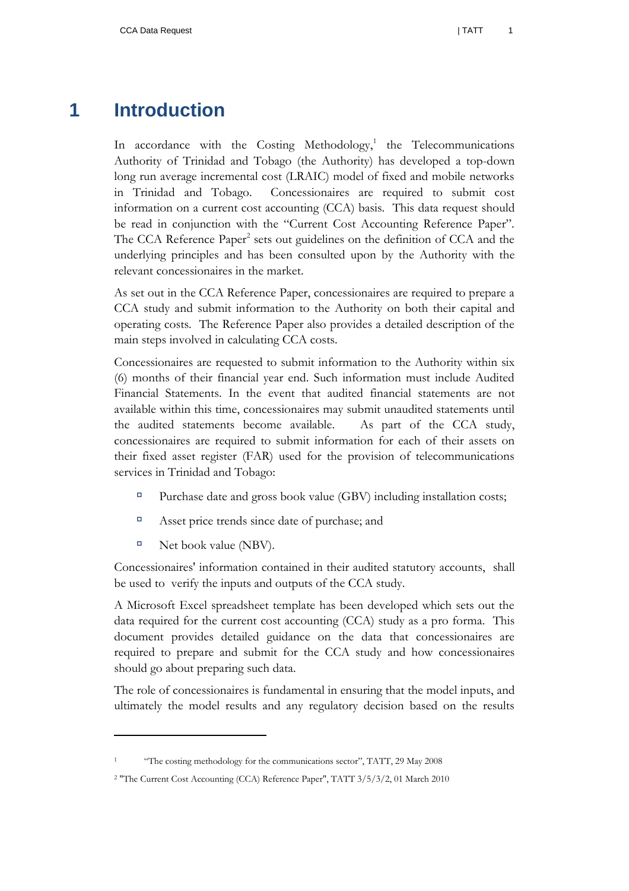# 1 Introduction

In accordance with the Costing Methodology,[1] the Telecommunications Authority of Trinidad and Tobago (the Authority) has developed a top-down long run average incremental cost (LRAIC) model of fixed and mobile networks in Trinidad and Tobago. Concessionaires are required to submit cost information on a current cost accounting (CCA) basis. This data request should be read in conjunction with the "Current Cost Accounting Reference Paper". The CCA Reference Paper[2] sets out guidelines on the definition of CCA and the underlying principles and has been consulted upon by the Authority with the relevant concessionaires in the market.

As set out in the CCA Reference Paper, concessionaires are required to prepare a CCA study and submit information to the Authority on both their capital and operating costs. The Reference Paper also provides a detailed description of the main steps involved in calculating CCA costs.

Concessionaires are requested to submit information to the Authority within six (6) months of their financial year end. Such information must include Audited Financial Statements. In the event that audited financial statements are not available within this time, concessionaires may submit unaudited statements until the audited statements become available. As part of the CCA study, concessionaires are required to submit information for each of their assets on their fixed asset register (FAR) used for the provision of telecommunications services in Trinidad and Tobago:

- Purchase date and gross book value (GBV) including installation costs;
- Asset price trends since date of purchase; and
- Net book value (NBV).

Concessionaires' information contained in their audited statutory accounts, shall be used to verify the inputs and outputs of the CCA study.

A Microsoft Excel spreadsheet template has been developed which sets out the data required for the current cost accounting (CCA) study as a pro forma. This document provides detailed guidance on the data that concessionaires are required to prepare and submit for the CCA study and how concessionaires should go about preparing such data.

The role of concessionaires is fundamental in ensuring that the model inputs, and ultimately the model results and any regulatory decision based on the results

[1] "The costing methodology for the communications sector", TATT, 29 May 2008

[2] "The Current Cost Accounting (CCA) Reference Paper", TATT 3/5/3/2, 01 March 2010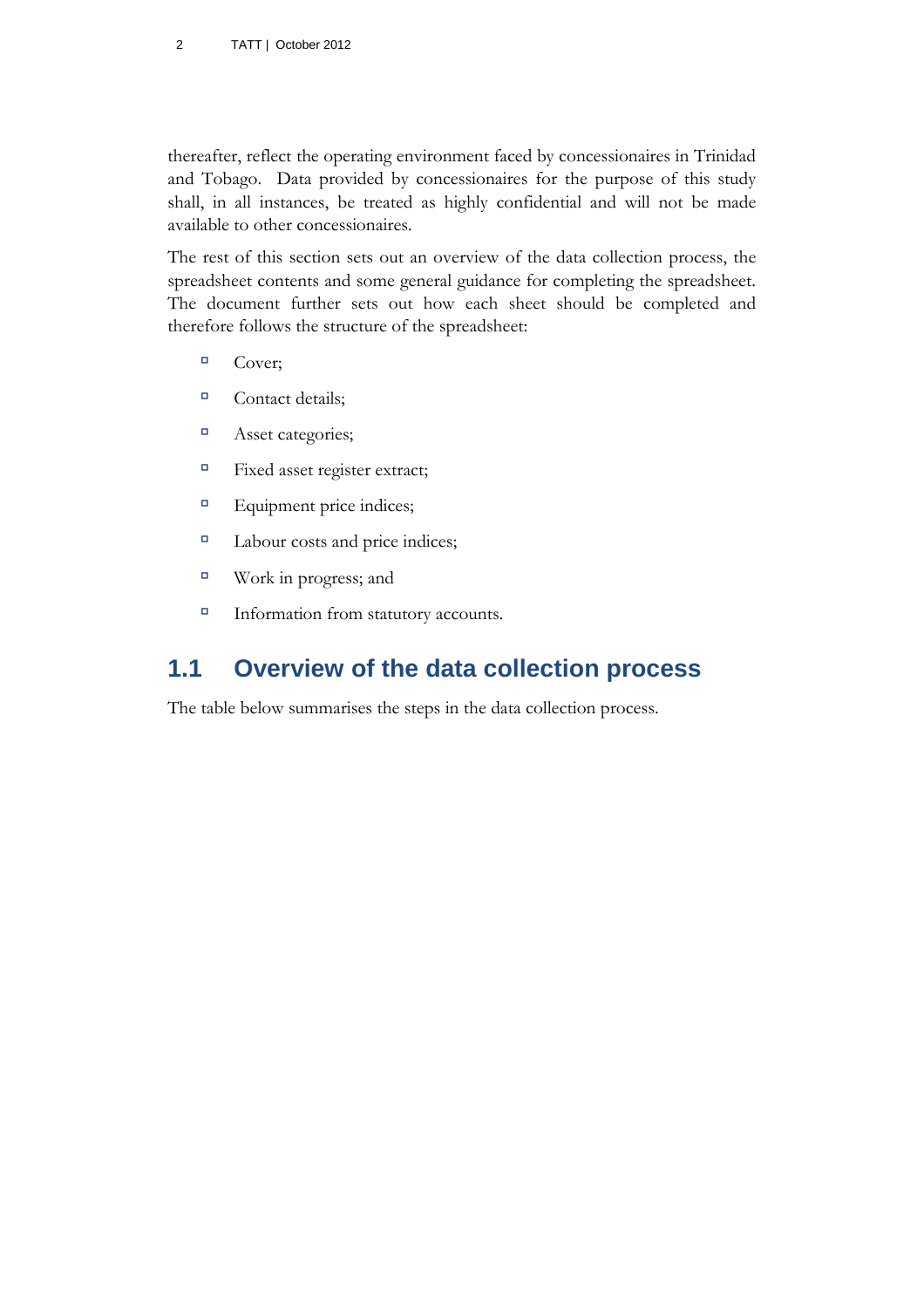thereafter, reflect the operating environment faced by concessionaires in Trinidad and Tobago. Data provided by concessionaires for the purpose of this study shall, in all instances, be treated as highly confidential and will not be made available to other concessionaires.

The rest of this section sets out an overview of the data collection process, the spreadsheet contents and some general guidance for completing the spreadsheet. The document further sets out how each sheet should be completed and therefore follows the structure of the spreadsheet:

- Cover;
- Contact details;
- Asset categories;
- Fixed asset register extract;
- Equipment price indices;
- Labour costs and price indices;
- Work in progress; and
- Information from statutory accounts.

## 1.1 Overview of the data collection process

The table below summarises the steps in the data collection process.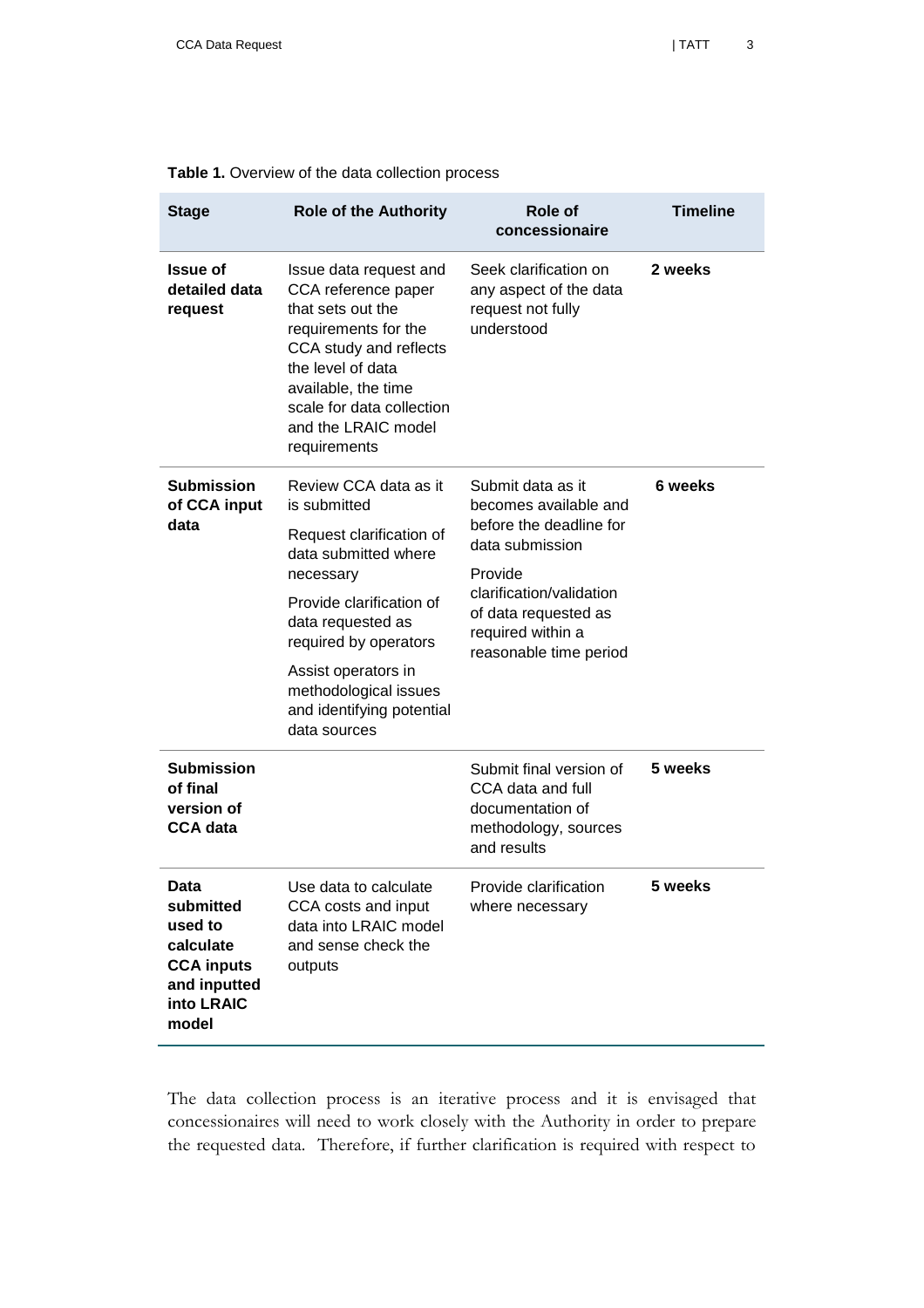**Table 1.** Overview of the data collection process

| Stage | Role of the Authority | Role of concessionaire | Timeline |
| --- | --- | --- | --- |
| **Issue of detailed data request** | Issue data request and CCA reference paper that sets out the requirements for the CCA study and reflects the level of data available, the time scale for data collection and the LRAIC model requirements | Seek clarification on any aspect of the data request not fully understood | **2 weeks** |
| **Submission of CCA input data** | Review CCA data as it is submitted<br>Request clarification of data submitted where necessary<br>Provide clarification of data requested as required by operators<br>Assist operators in methodological issues and identifying potential data sources | Submit data as it becomes available and before the deadline for data submission<br>Provide clarification/validation of data requested as required within a reasonable time period | **6 weeks** |
| **Submission of final version of CCA data** | | Submit final version of CCA data and full documentation of methodology, sources and results | **5 weeks** |
| **Data submitted used to calculate CCA inputs and inputted into LRAIC model** | Use data to calculate CCA costs and input data into LRAIC model and sense check the outputs | Provide clarification where necessary | **5 weeks** |

The data collection process is an iterative process and it is envisaged that concessionaires will need to work closely with the Authority in order to prepare the requested data. Therefore, if further clarification is required with respect to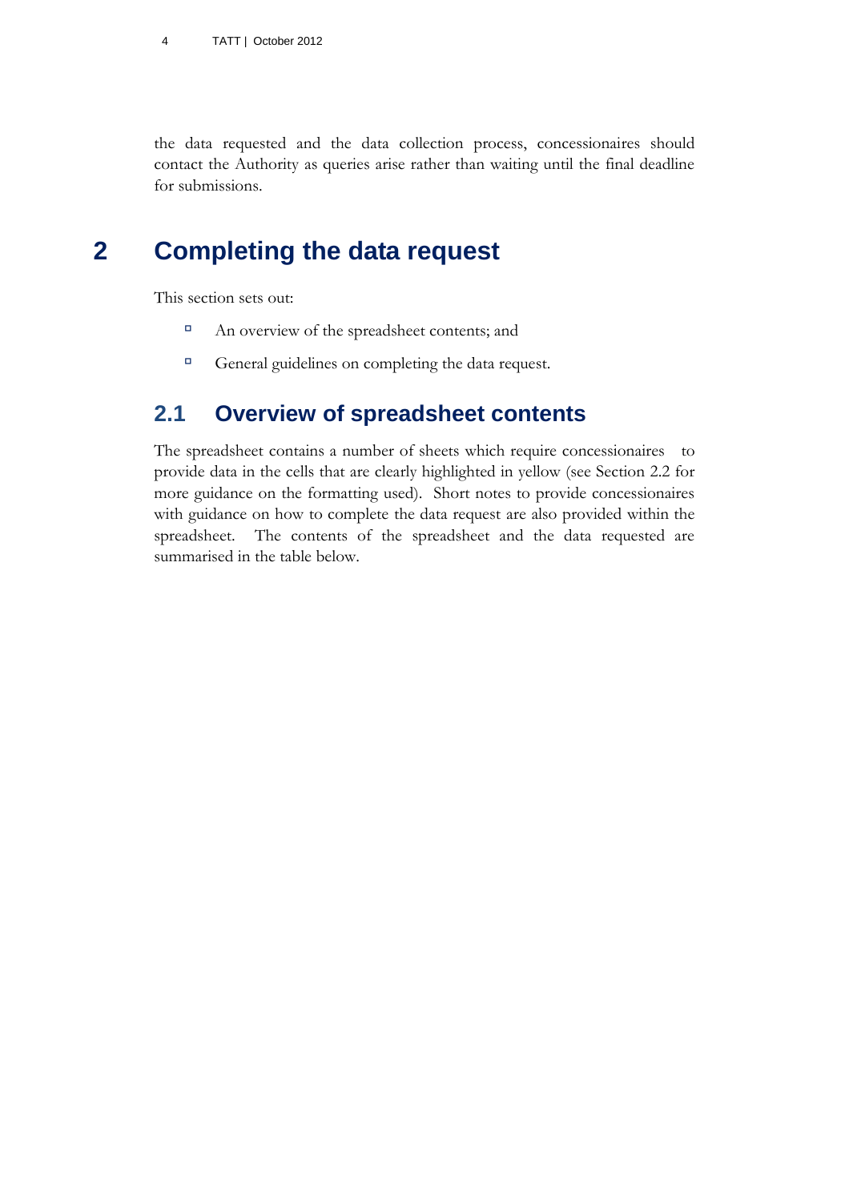the data requested and the data collection process, concessionaires should contact the Authority as queries arise rather than waiting until the final deadline for submissions.

# 2 Completing the data request

This section sets out:

- An overview of the spreadsheet contents; and
- General guidelines on completing the data request.

## 2.1 Overview of spreadsheet contents

The spreadsheet contains a number of sheets which require concessionaires to provide data in the cells that are clearly highlighted in yellow (see Section 2.2 for more guidance on the formatting used). Short notes to provide concessionaires with guidance on how to complete the data request are also provided within the spreadsheet. The contents of the spreadsheet and the data requested are summarised in the table below.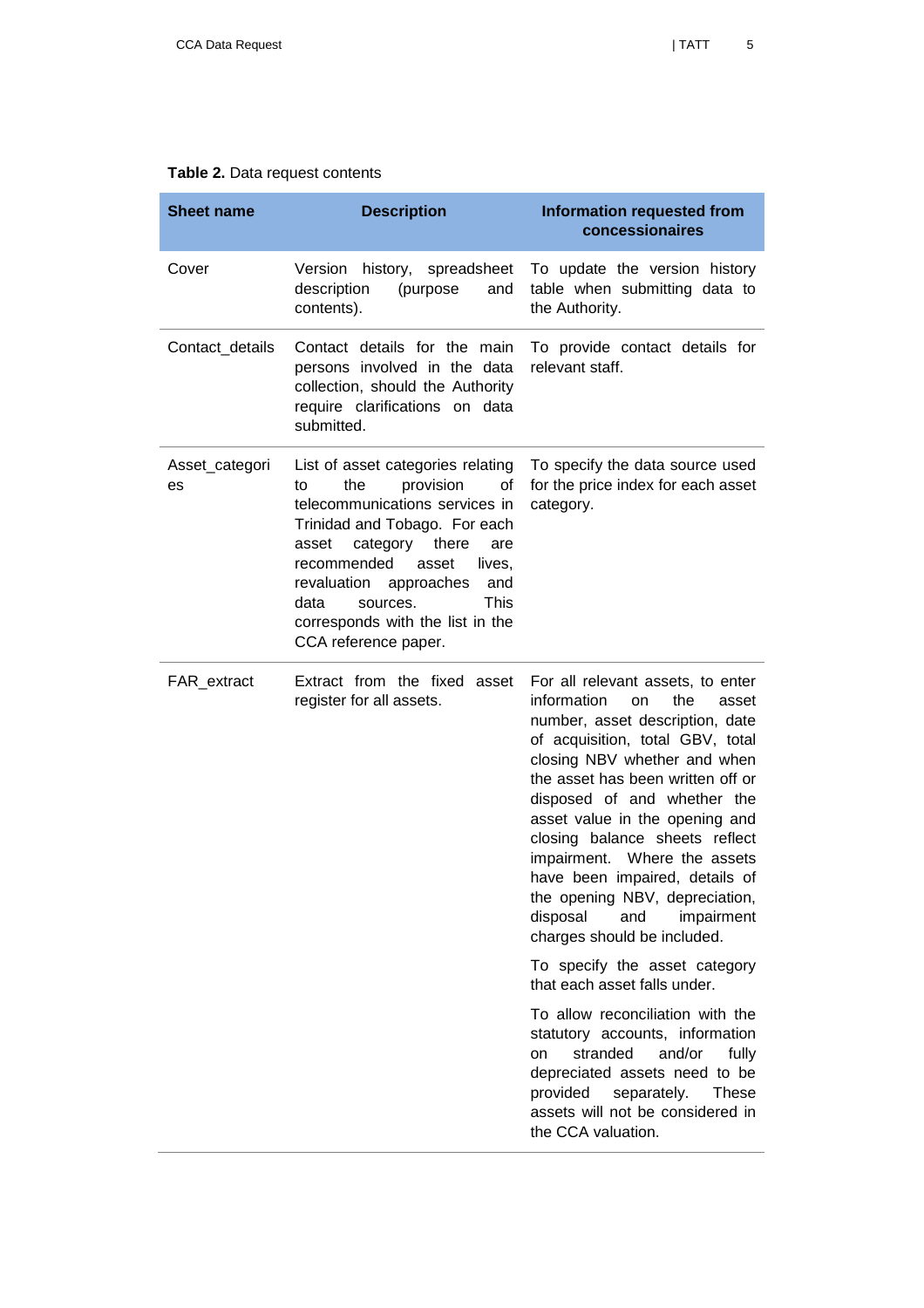**Table 2.** Data request contents

| Sheet name | Description | Information requested from concessionaires |
|---|---|---|
| Cover | Version history, spreadsheet description (purpose and contents). | To update the version history table when submitting data to the Authority. |
| Contact_details | Contact details for the main persons involved in the data collection, should the Authority require clarifications on data submitted. | To provide contact details for relevant staff. |
| Asset_categories | List of asset categories relating to the provision of telecommunications services in Trinidad and Tobago. For each asset category there are recommended asset lives, revaluation approaches and data sources. This corresponds with the list in the CCA reference paper. | To specify the data source used for the price index for each asset category. |
| FAR_extract | Extract from the fixed asset register for all assets. | For all relevant assets, to enter information on the asset number, asset description, date of acquisition, total GBV, total closing NBV whether and when the asset has been written off or disposed of and whether the asset value in the opening and closing balance sheets reflect impairment. Where the assets have been impaired, details of the opening NBV, depreciation, disposal and impairment charges should be included.<br><br>To specify the asset category that each asset falls under.<br><br>To allow reconciliation with the statutory accounts, information on stranded and/or fully depreciated assets need to be provided separately. These assets will not be considered in the CCA valuation. |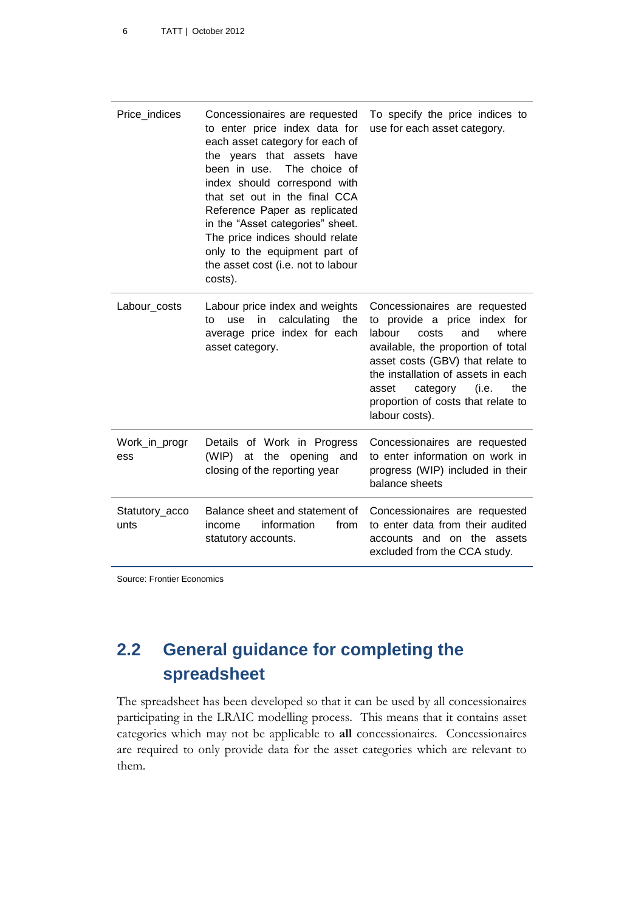| | | |
|---|---|---|
| Price_indices | Concessionaires are requested to enter price index data for each asset category for each of the years that assets have been in use. The choice of index should correspond with that set out in the final CCA Reference Paper as replicated in the "Asset categories" sheet. The price indices should relate only to the equipment part of the asset cost (i.e. not to labour costs). | To specify the price indices to use for each asset category. |
| Labour_costs | Labour price index and weights to use in calculating the average price index for each asset category. | Concessionaires are requested to provide a price index for labour costs and where available, the proportion of total asset costs (GBV) that relate to the installation of assets in each asset category (i.e. the proportion of costs that relate to labour costs). |
| Work_in_progress | Details of Work in Progress (WIP) at the opening and closing of the reporting year | Concessionaires are requested to enter information on work in progress (WIP) included in their balance sheets |
| Statutory_accounts | Balance sheet and statement of income information from statutory accounts. | Concessionaires are requested to enter data from their audited accounts and on the assets excluded from the CCA study. |

Source: Frontier Economics

## 2.2 General guidance for completing the spreadsheet

The spreadsheet has been developed so that it can be used by all concessionaires participating in the LRAIC modelling process. This means that it contains asset categories which may not be applicable to **all** concessionaires. Concessionaires are required to only provide data for the asset categories which are relevant to them.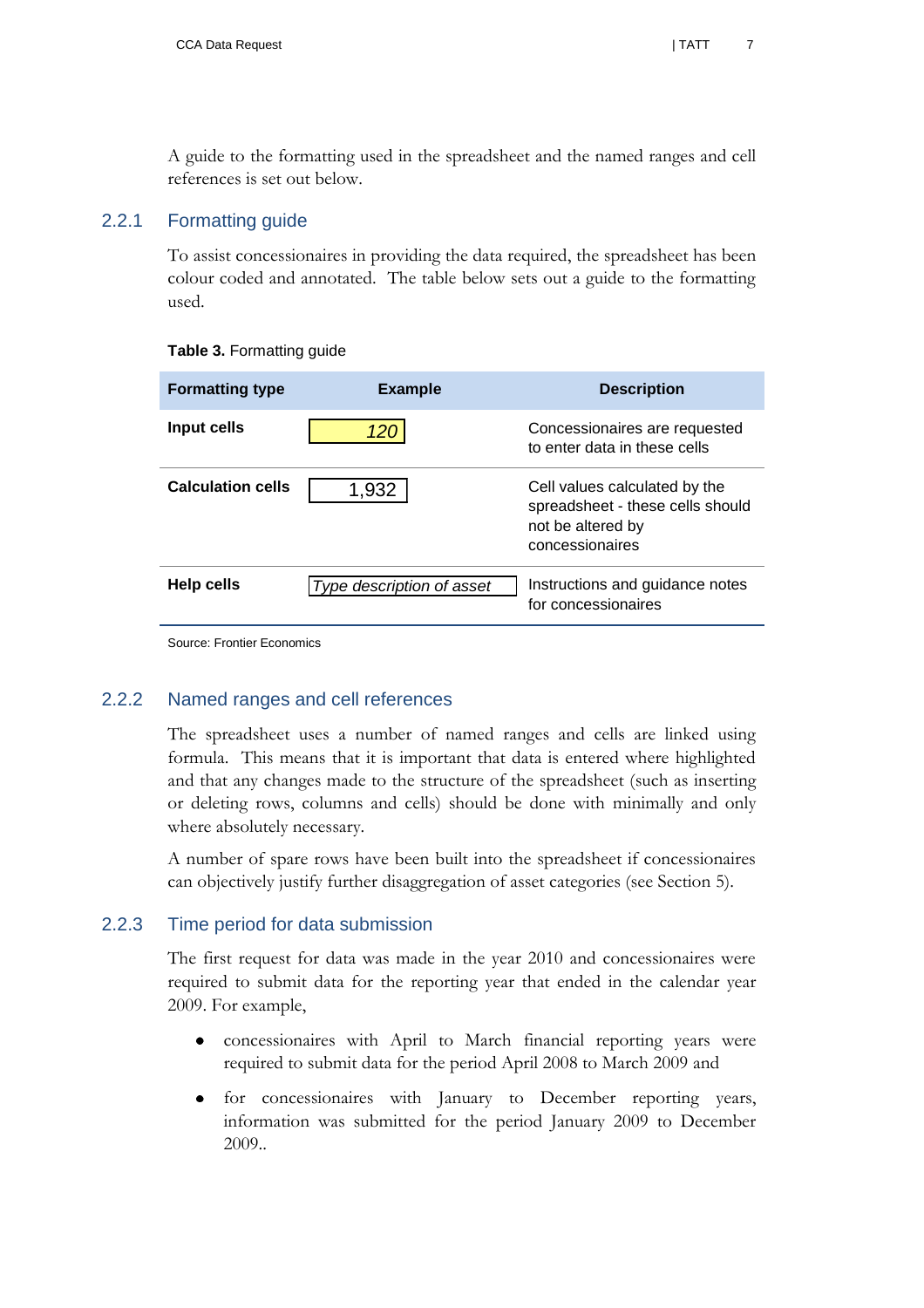A guide to the formatting used in the spreadsheet and the named ranges and cell references is set out below.

### 2.2.1 Formatting guide

To assist concessionaires in providing the data required, the spreadsheet has been colour coded and annotated. The table below sets out a guide to the formatting used.

**Table 3.** Formatting guide

| Formatting type | Example | Description |
|---|---|---|
| **Input cells** | *120* | Concessionaires are requested to enter data in these cells |
| **Calculation cells** | 1,932 | Cell values calculated by the spreadsheet - these cells should not be altered by concessionaires |
| **Help cells** | *Type description of asset* | Instructions and guidance notes for concessionaires |

Source: Frontier Economics

### 2.2.2 Named ranges and cell references

The spreadsheet uses a number of named ranges and cells are linked using formula. This means that it is important that data is entered where highlighted and that any changes made to the structure of the spreadsheet (such as inserting or deleting rows, columns and cells) should be done with minimally and only where absolutely necessary.

A number of spare rows have been built into the spreadsheet if concessionaires can objectively justify further disaggregation of asset categories (see Section 5).

### 2.2.3 Time period for data submission

The first request for data was made in the year 2010 and concessionaires were required to submit data for the reporting year that ended in the calendar year 2009. For example,

- concessionaires with April to March financial reporting years were required to submit data for the period April 2008 to March 2009 and
- for concessionaires with January to December reporting years, information was submitted for the period January 2009 to December 2009..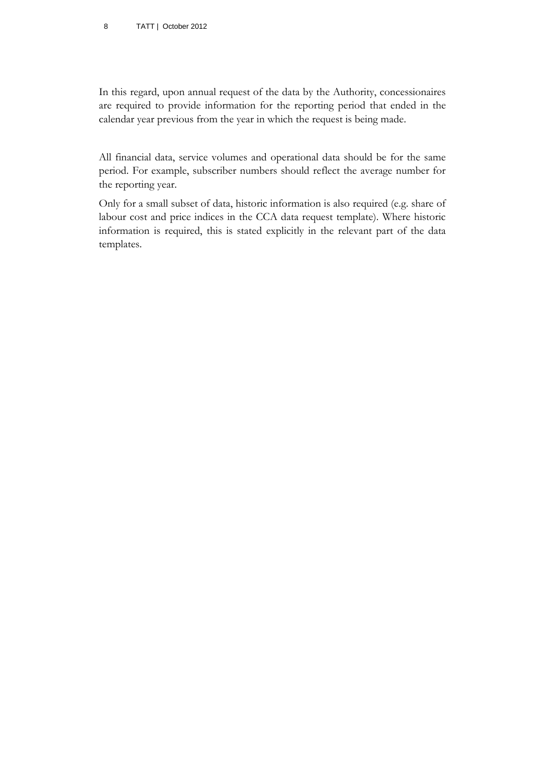In this regard, upon annual request of the data by the Authority, concessionaires are required to provide information for the reporting period that ended in the calendar year previous from the year in which the request is being made.

All financial data, service volumes and operational data should be for the same period. For example, subscriber numbers should reflect the average number for the reporting year.

Only for a small subset of data, historic information is also required (e.g. share of labour cost and price indices in the CCA data request template). Where historic information is required, this is stated explicitly in the relevant part of the data templates.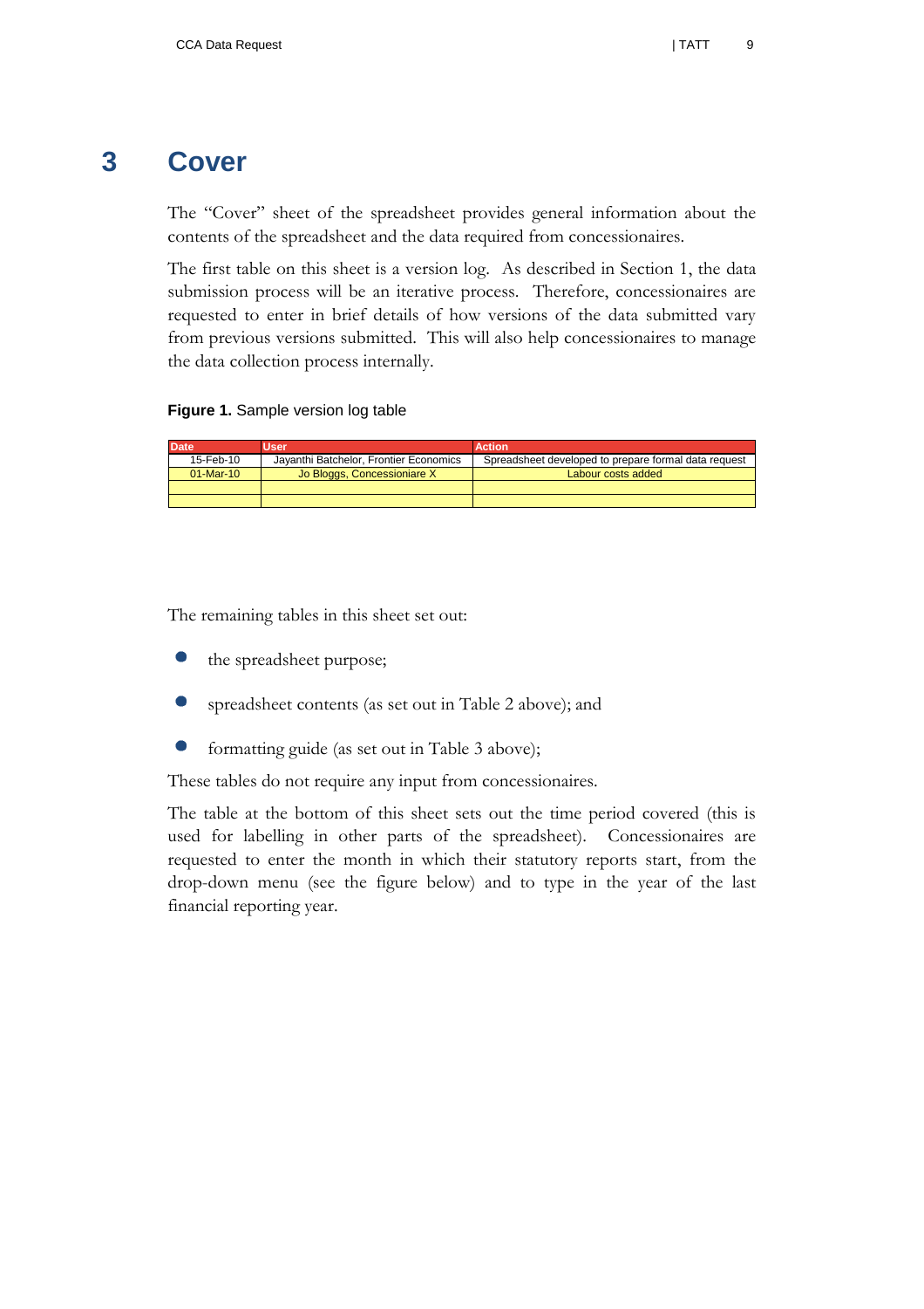# 3 Cover

The "Cover" sheet of the spreadsheet provides general information about the contents of the spreadsheet and the data required from concessionaires.

The first table on this sheet is a version log. As described in Section 1, the data submission process will be an iterative process. Therefore, concessionaires are requested to enter in brief details of how versions of the data submitted vary from previous versions submitted. This will also help concessionaires to manage the data collection process internally.

**Figure 1.** Sample version log table

| Date | User | Action |
|---|---|---|
| 15-Feb-10 | Jayanthi Batchelor, Frontier Economics | Spreadsheet developed to prepare formal data request |
| 01-Mar-10 | Jo Bloggs, Concessionaire X | Labour costs added |
| | | |
| | | |

The remaining tables in this sheet set out:

- the spreadsheet purpose;
- spreadsheet contents (as set out in Table 2 above); and
- formatting guide (as set out in Table 3 above);

These tables do not require any input from concessionaires.

The table at the bottom of this sheet sets out the time period covered (this is used for labelling in other parts of the spreadsheet). Concessionaires are requested to enter the month in which their statutory reports start, from the drop-down menu (see the figure below) and to type in the year of the last financial reporting year.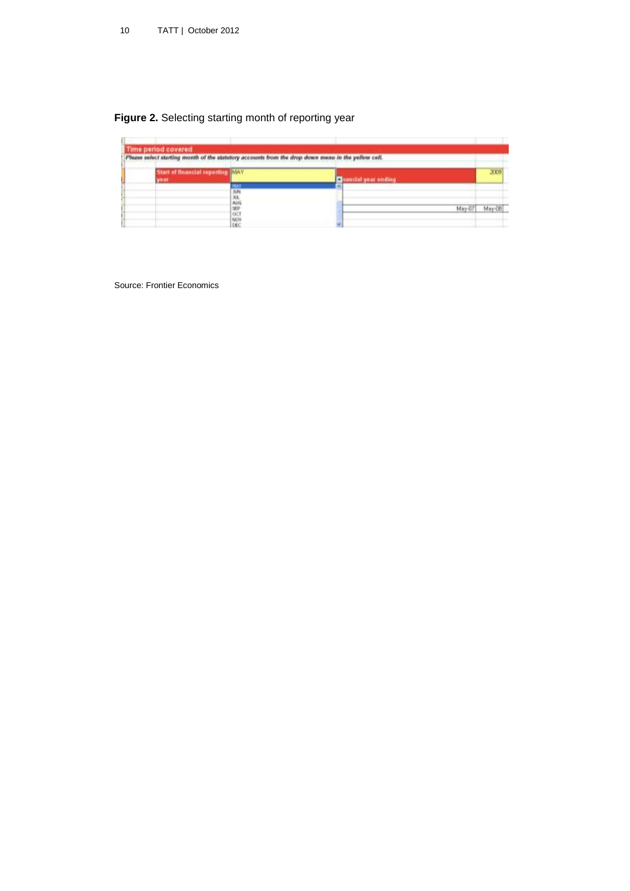**Figure 2.** Selecting starting month of reporting year

Source: Frontier Economics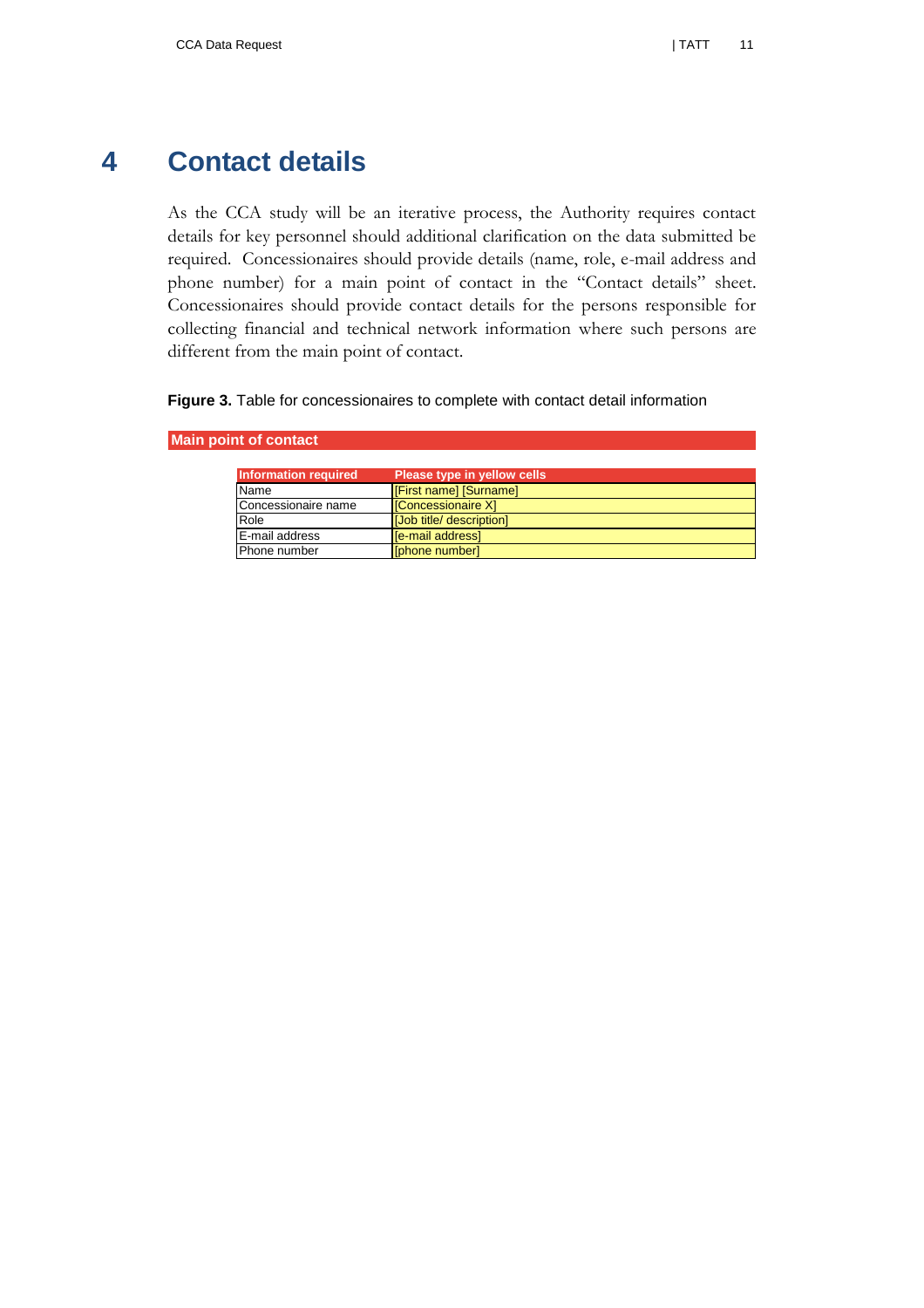# 4 Contact details

As the CCA study will be an iterative process, the Authority requires contact details for key personnel should additional clarification on the data submitted be required. Concessionaires should provide details (name, role, e-mail address and phone number) for a main point of contact in the "Contact details" sheet. Concessionaires should provide contact details for the persons responsible for collecting financial and technical network information where such persons are different from the main point of contact.

**Figure 3.** Table for concessionaires to complete with contact detail information

**Main point of contact**

| Information required | Please type in yellow cells |
|---|---|
| Name | [First name] [Surname] |
| Concessionaire name | [Concessionaire X] |
| Role | [Job title/ description] |
| E-mail address | [e-mail address] |
| Phone number | [phone number] |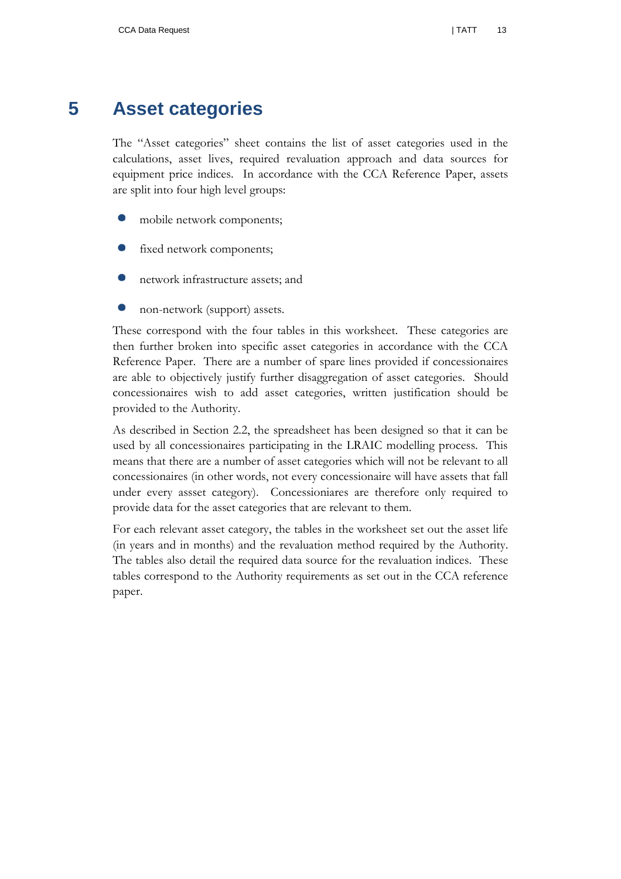# 5 Asset categories

The "Asset categories" sheet contains the list of asset categories used in the calculations, asset lives, required revaluation approach and data sources for equipment price indices. In accordance with the CCA Reference Paper, assets are split into four high level groups:

- mobile network components;
- fixed network components;
- network infrastructure assets; and
- non-network (support) assets.

These correspond with the four tables in this worksheet. These categories are then further broken into specific asset categories in accordance with the CCA Reference Paper. There are a number of spare lines provided if concessionaires are able to objectively justify further disaggregation of asset categories. Should concessionaires wish to add asset categories, written justification should be provided to the Authority.

As described in Section 2.2, the spreadsheet has been designed so that it can be used by all concessionaires participating in the LRAIC modelling process. This means that there are a number of asset categories which will not be relevant to all concessionaires (in other words, not every concessionaire will have assets that fall under every assset category). Concessioniares are therefore only required to provide data for the asset categories that are relevant to them.

For each relevant asset category, the tables in the worksheet set out the asset life (in years and in months) and the revaluation method required by the Authority. The tables also detail the required data source for the revaluation indices. These tables correspond to the Authority requirements as set out in the CCA reference paper.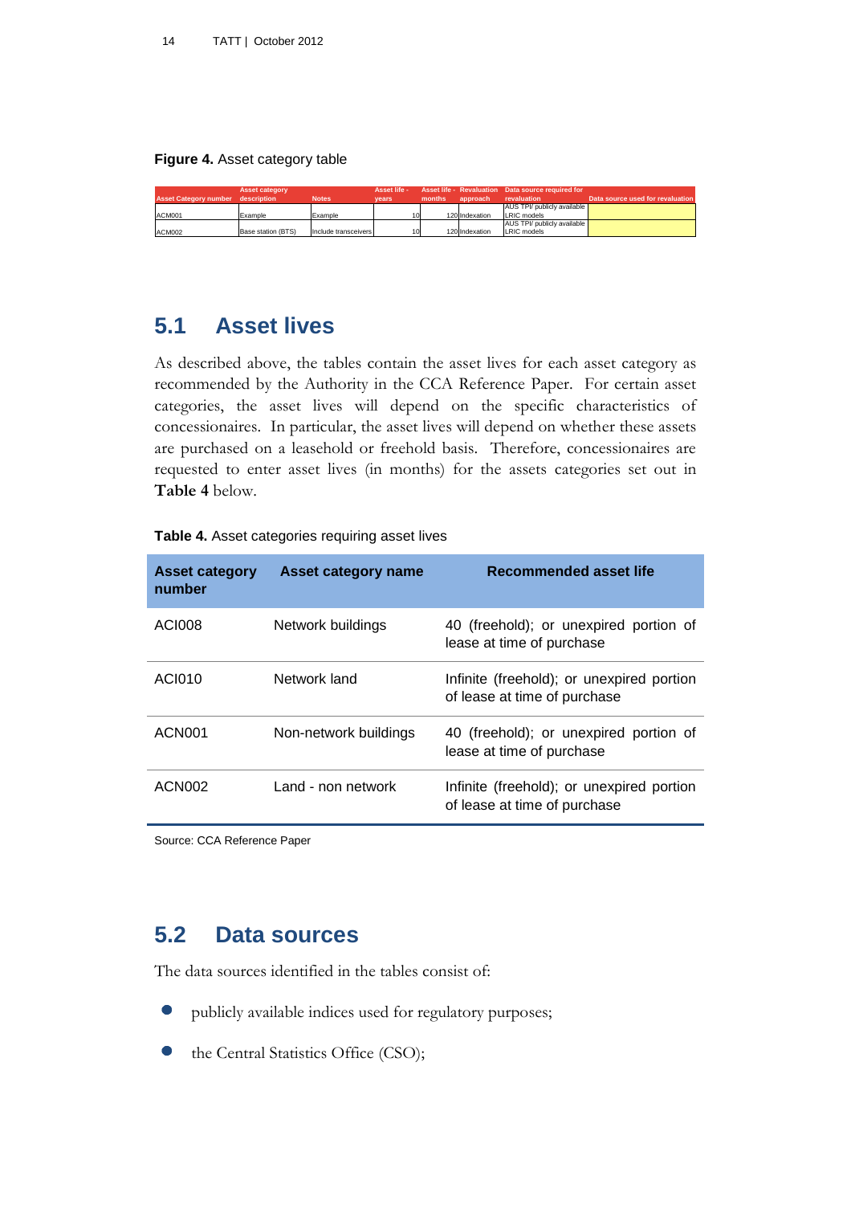**Figure 4.** Asset category table

| Asset Category number | Asset category description | Notes | Asset life - years | Asset life - months | Revaluation approach | Data source required for revaluation | Data source used for revaluation |
|---|---|---|---|---|---|---|---|
| ACM001 | Example | Example | 10 | 120 | Indexation | AUS TPI/ publicly available LRIC models | |
| ACM002 | Base station (BTS) | Include transceivers | 10 | 120 | Indexation | AUS TPI/ publicly available LRIC models | |

## 5.1 Asset lives

As described above, the tables contain the asset lives for each asset category as recommended by the Authority in the CCA Reference Paper. For certain asset categories, the asset lives will depend on the specific characteristics of concessionaires. In particular, the asset lives will depend on whether these assets are purchased on a leasehold or freehold basis. Therefore, concessionaires are requested to enter asset lives (in months) for the assets categories set out in **Table 4** below.

**Table 4.** Asset categories requiring asset lives

| Asset category number | Asset category name | Recommended asset life |
|---|---|---|
| ACI008 | Network buildings | 40 (freehold); or unexpired portion of lease at time of purchase |
| ACI010 | Network land | Infinite (freehold); or unexpired portion of lease at time of purchase |
| ACN001 | Non-network buildings | 40 (freehold); or unexpired portion of lease at time of purchase |
| ACN002 | Land - non network | Infinite (freehold); or unexpired portion of lease at time of purchase |

Source: CCA Reference Paper

## 5.2 Data sources

The data sources identified in the tables consist of:

- publicly available indices used for regulatory purposes;
- the Central Statistics Office (CSO);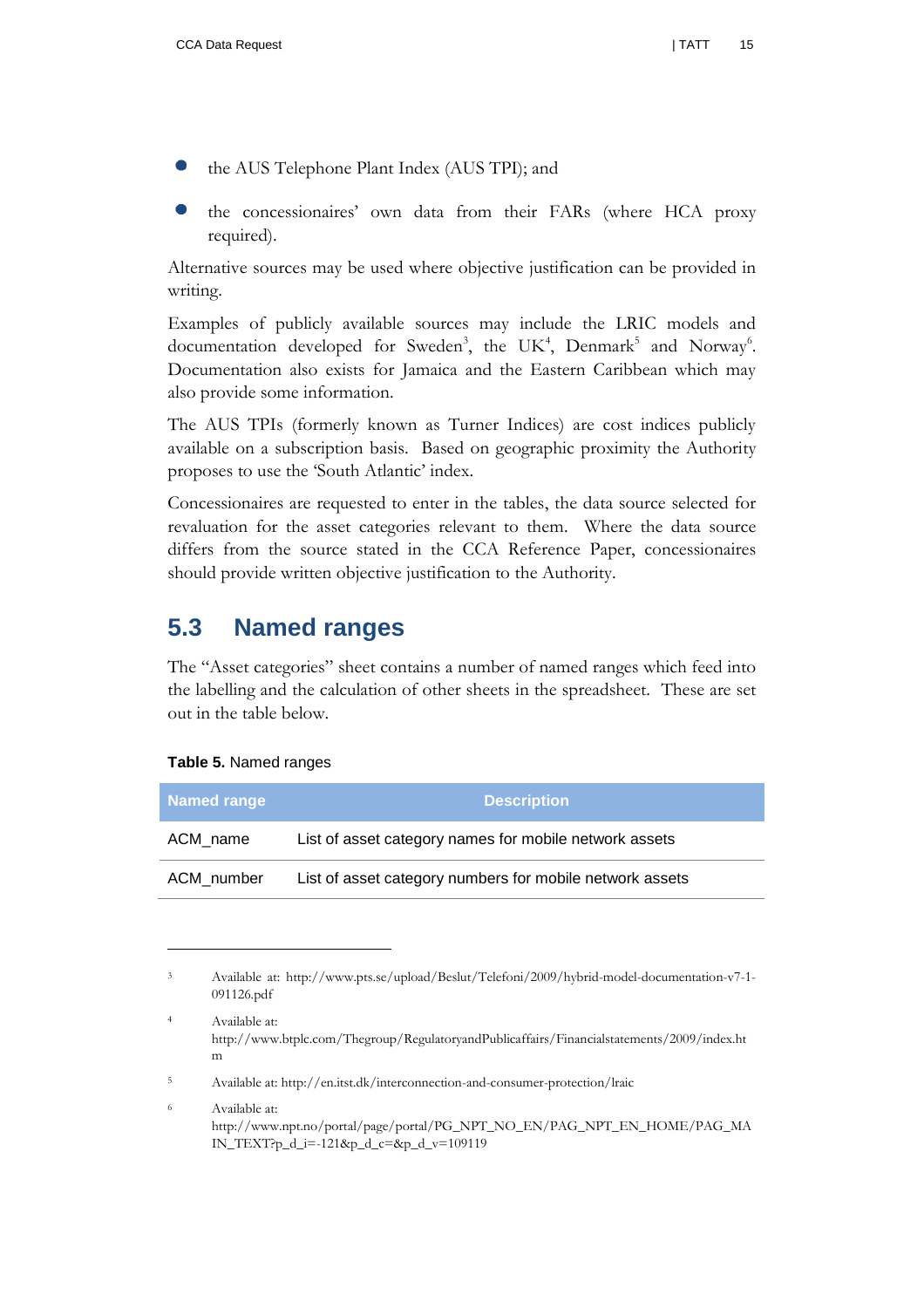- the AUS Telephone Plant Index (AUS TPI); and
- the concessionaires' own data from their FARs (where HCA proxy required).

Alternative sources may be used where objective justification can be provided in writing.

Examples of publicly available sources may include the LRIC models and documentation developed for Sweden[3], the UK[4], Denmark[5] and Norway[6]. Documentation also exists for Jamaica and the Eastern Caribbean which may also provide some information.

The AUS TPIs (formerly known as Turner Indices) are cost indices publicly available on a subscription basis. Based on geographic proximity the Authority proposes to use the 'South Atlantic' index.

Concessionaires are requested to enter in the tables, the data source selected for revaluation for the asset categories relevant to them. Where the data source differs from the source stated in the CCA Reference Paper, concessionaires should provide written objective justification to the Authority.

## 5.3 Named ranges

The "Asset categories" sheet contains a number of named ranges which feed into the labelling and the calculation of other sheets in the spreadsheet. These are set out in the table below.

**Table 5.** Named ranges

| Named range | Description |
|---|---|
| ACM_name | List of asset category names for mobile network assets |
| ACM_number | List of asset category numbers for mobile network assets |

---

[3] Available at: http://www.pts.se/upload/Beslut/Telefoni/2009/hybrid-model-documentation-v7-1-091126.pdf

[4] Available at: http://www.btplc.com/Thegroup/RegulatoryandPublicaffairs/Financialstatements/2009/index.htm

[5] Available at: http://en.itst.dk/interconnection-and-consumer-protection/lraic

[6] Available at: http://www.npt.no/portal/page/portal/PG_NPT_NO_EN/PAG_NPT_EN_HOME/PAG_MAIN_TEXT?p_d_i=-121&p_d_c=&p_d_v=109119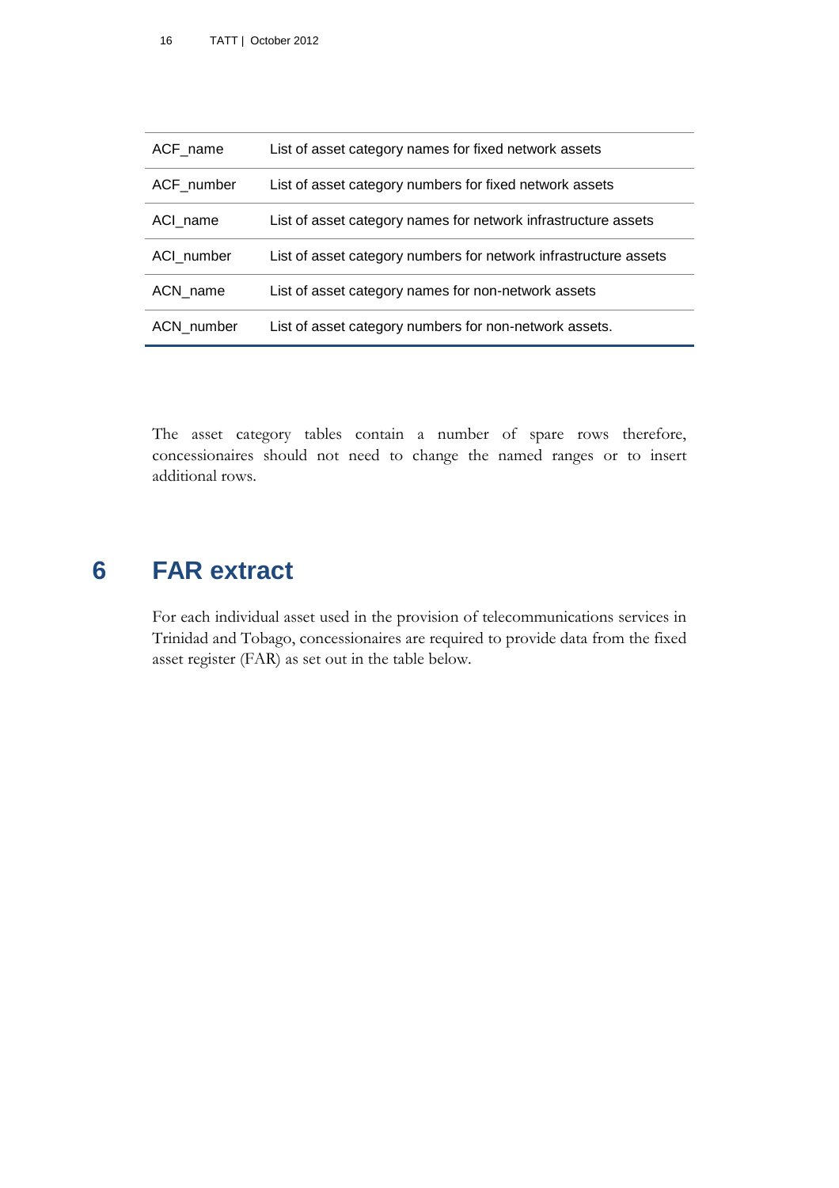| | |
|---|---|
| ACF_name | List of asset category names for fixed network assets |
| ACF_number | List of asset category numbers for fixed network assets |
| ACI_name | List of asset category names for network infrastructure assets |
| ACI_number | List of asset category numbers for network infrastructure assets |
| ACN_name | List of asset category names for non-network assets |
| ACN_number | List of asset category numbers for non-network assets. |

The asset category tables contain a number of spare rows therefore, concessionaires should not need to change the named ranges or to insert additional rows.

# 6 FAR extract

For each individual asset used in the provision of telecommunications services in Trinidad and Tobago, concessionaires are required to provide data from the fixed asset register (FAR) as set out in the table below.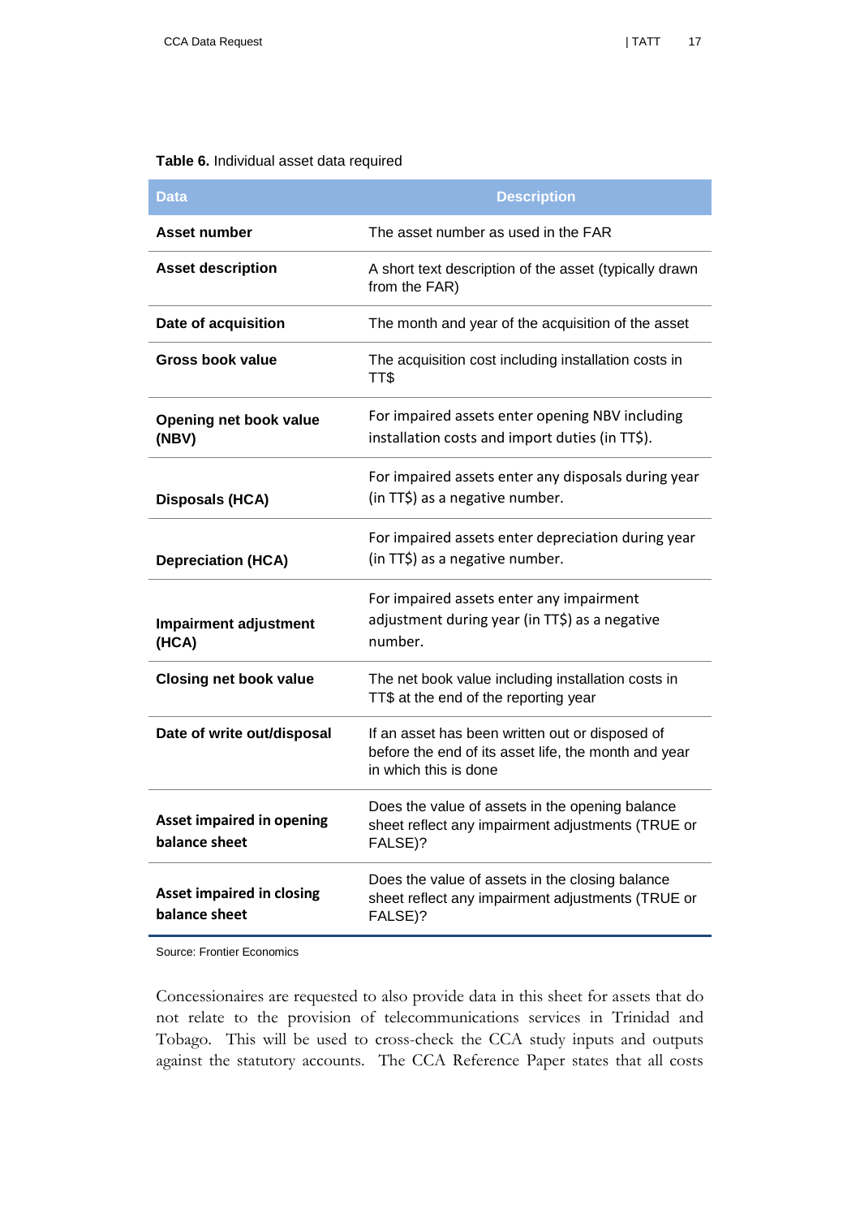**Table 6.** Individual asset data required

| Data | Description |
|---|---|
| **Asset number** | The asset number as used in the FAR |
| **Asset description** | A short text description of the asset (typically drawn from the FAR) |
| **Date of acquisition** | The month and year of the acquisition of the asset |
| **Gross book value** | The acquisition cost including installation costs in TT$ |
| **Opening net book value (NBV)** | For impaired assets enter opening NBV including installation costs and import duties (in TT$). |
| **Disposals (HCA)** | For impaired assets enter any disposals during year (in TT$) as a negative number. |
| **Depreciation (HCA)** | For impaired assets enter depreciation during year (in TT$) as a negative number. |
| **Impairment adjustment (HCA)** | For impaired assets enter any impairment adjustment during year (in TT$) as a negative number. |
| **Closing net book value** | The net book value including installation costs in TT$ at the end of the reporting year |
| **Date of write out/disposal** | If an asset has been written out or disposed of before the end of its asset life, the month and year in which this is done |
| **Asset impaired in opening balance sheet** | Does the value of assets in the opening balance sheet reflect any impairment adjustments (TRUE or FALSE)? |
| **Asset impaired in closing balance sheet** | Does the value of assets in the closing balance sheet reflect any impairment adjustments (TRUE or FALSE)? |

Source: Frontier Economics

Concessionaires are requested to also provide data in this sheet for assets that do not relate to the provision of telecommunications services in Trinidad and Tobago. This will be used to cross-check the CCA study inputs and outputs against the statutory accounts. The CCA Reference Paper states that all costs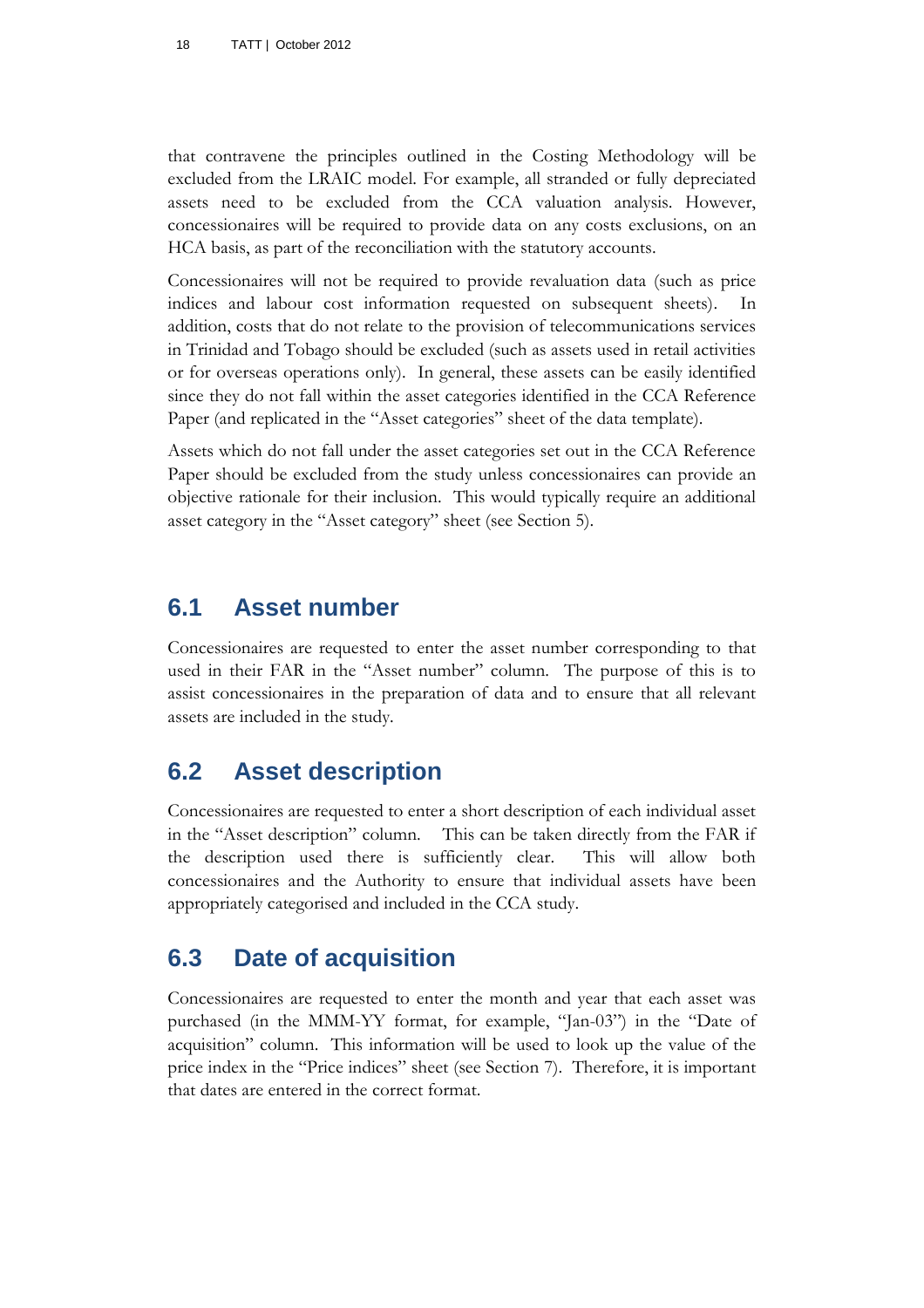that contravene the principles outlined in the Costing Methodology will be excluded from the LRAIC model. For example, all stranded or fully depreciated assets need to be excluded from the CCA valuation analysis. However, concessionaires will be required to provide data on any costs exclusions, on an HCA basis, as part of the reconciliation with the statutory accounts.

Concessionaires will not be required to provide revaluation data (such as price indices and labour cost information requested on subsequent sheets). In addition, costs that do not relate to the provision of telecommunications services in Trinidad and Tobago should be excluded (such as assets used in retail activities or for overseas operations only). In general, these assets can be easily identified since they do not fall within the asset categories identified in the CCA Reference Paper (and replicated in the "Asset categories" sheet of the data template).

Assets which do not fall under the asset categories set out in the CCA Reference Paper should be excluded from the study unless concessionaires can provide an objective rationale for their inclusion. This would typically require an additional asset category in the "Asset category" sheet (see Section 5).

## 6.1 Asset number

Concessionaires are requested to enter the asset number corresponding to that used in their FAR in the "Asset number" column. The purpose of this is to assist concessionaires in the preparation of data and to ensure that all relevant assets are included in the study.

## 6.2 Asset description

Concessionaires are requested to enter a short description of each individual asset in the "Asset description" column. This can be taken directly from the FAR if the description used there is sufficiently clear. This will allow both concessionaires and the Authority to ensure that individual assets have been appropriately categorised and included in the CCA study.

## 6.3 Date of acquisition

Concessionaires are requested to enter the month and year that each asset was purchased (in the MMM-YY format, for example, "Jan-03") in the "Date of acquisition" column. This information will be used to look up the value of the price index in the "Price indices" sheet (see Section 7). Therefore, it is important that dates are entered in the correct format.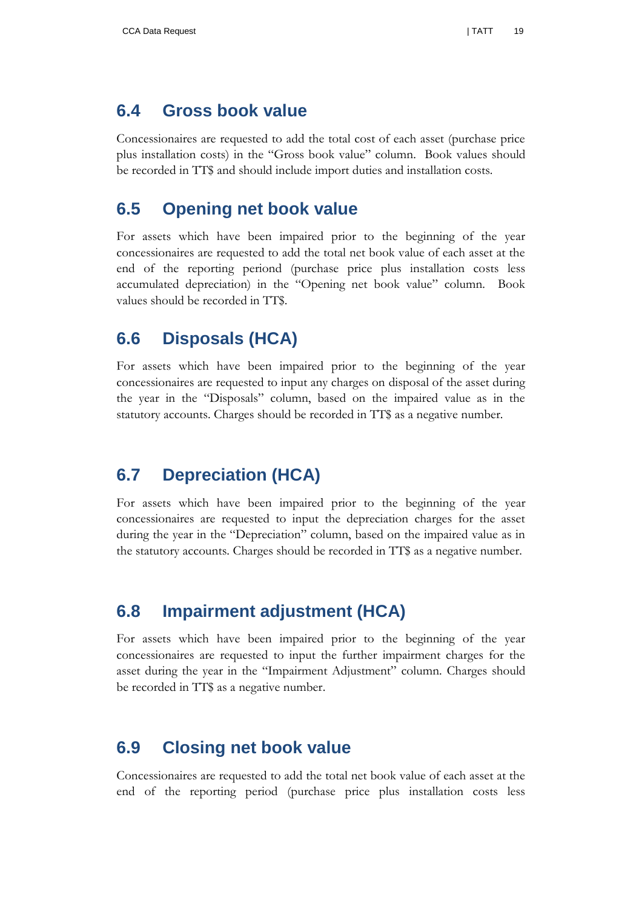## 6.4 Gross book value

Concessionaires are requested to add the total cost of each asset (purchase price plus installation costs) in the "Gross book value" column. Book values should be recorded in TT$ and should include import duties and installation costs.

## 6.5 Opening net book value

For assets which have been impaired prior to the beginning of the year concessionaires are requested to add the total net book value of each asset at the end of the reporting periond (purchase price plus installation costs less accumulated depreciation) in the "Opening net book value" column. Book values should be recorded in TT$.

## 6.6 Disposals (HCA)

For assets which have been impaired prior to the beginning of the year concessionaires are requested to input any charges on disposal of the asset during the year in the "Disposals" column, based on the impaired value as in the statutory accounts. Charges should be recorded in TT$ as a negative number.

## 6.7 Depreciation (HCA)

For assets which have been impaired prior to the beginning of the year concessionaires are requested to input the depreciation charges for the asset during the year in the "Depreciation" column, based on the impaired value as in the statutory accounts. Charges should be recorded in TT$ as a negative number.

## 6.8 Impairment adjustment (HCA)

For assets which have been impaired prior to the beginning of the year concessionaires are requested to input the further impairment charges for the asset during the year in the "Impairment Adjustment" column. Charges should be recorded in TT$ as a negative number.

## 6.9 Closing net book value

Concessionaires are requested to add the total net book value of each asset at the end of the reporting period (purchase price plus installation costs less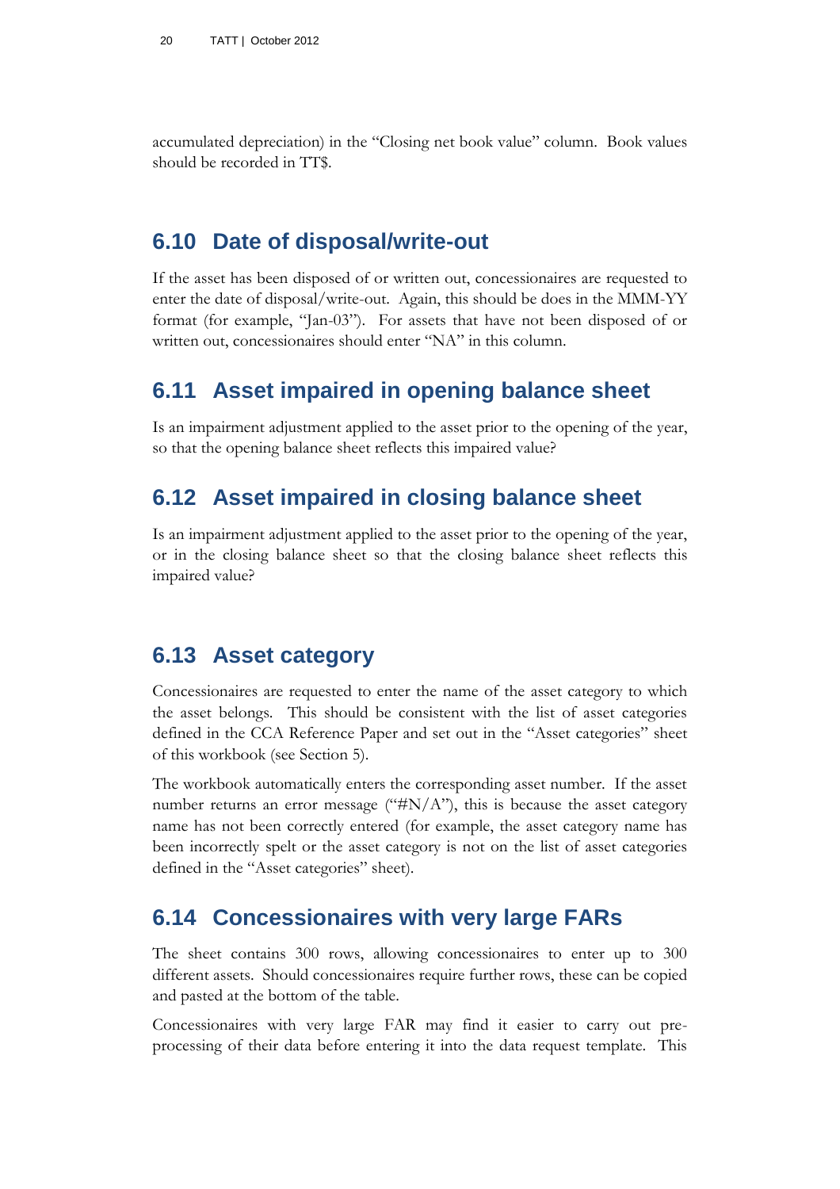accumulated depreciation) in the "Closing net book value" column. Book values should be recorded in TT$.

## 6.10 Date of disposal/write-out

If the asset has been disposed of or written out, concessionaires are requested to enter the date of disposal/write-out. Again, this should be does in the MMM-YY format (for example, "Jan-03"). For assets that have not been disposed of or written out, concessionaires should enter "NA" in this column.

## 6.11 Asset impaired in opening balance sheet

Is an impairment adjustment applied to the asset prior to the opening of the year, so that the opening balance sheet reflects this impaired value?

## 6.12 Asset impaired in closing balance sheet

Is an impairment adjustment applied to the asset prior to the opening of the year, or in the closing balance sheet so that the closing balance sheet reflects this impaired value?

## 6.13 Asset category

Concessionaires are requested to enter the name of the asset category to which the asset belongs. This should be consistent with the list of asset categories defined in the CCA Reference Paper and set out in the "Asset categories" sheet of this workbook (see Section 5).

The workbook automatically enters the corresponding asset number. If the asset number returns an error message ("#N/A"), this is because the asset category name has not been correctly entered (for example, the asset category name has been incorrectly spelt or the asset category is not on the list of asset categories defined in the "Asset categories" sheet).

## 6.14 Concessionaires with very large FARs

The sheet contains 300 rows, allowing concessionaires to enter up to 300 different assets. Should concessionaires require further rows, these can be copied and pasted at the bottom of the table.

Concessionaires with very large FAR may find it easier to carry out pre-processing of their data before entering it into the data request template. This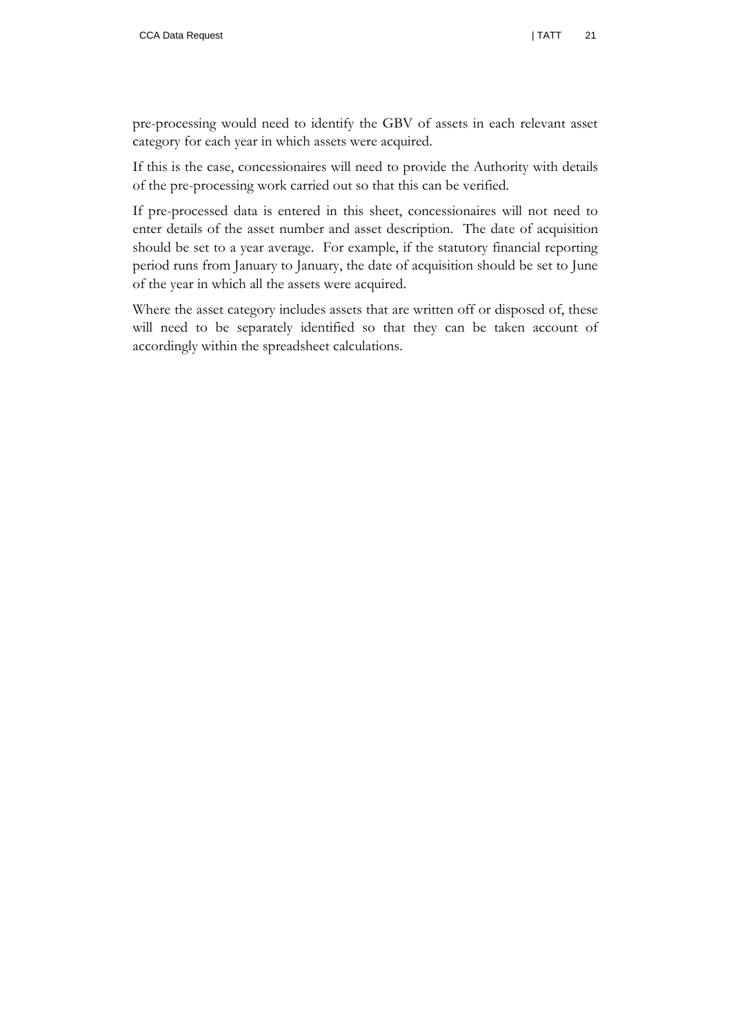pre-processing would need to identify the GBV of assets in each relevant asset category for each year in which assets were acquired.

If this is the case, concessionaires will need to provide the Authority with details of the pre-processing work carried out so that this can be verified.

If pre-processed data is entered in this sheet, concessionaires will not need to enter details of the asset number and asset description. The date of acquisition should be set to a year average. For example, if the statutory financial reporting period runs from January to January, the date of acquisition should be set to June of the year in which all the assets were acquired.

Where the asset category includes assets that are written off or disposed of, these will need to be separately identified so that they can be taken account of accordingly within the spreadsheet calculations.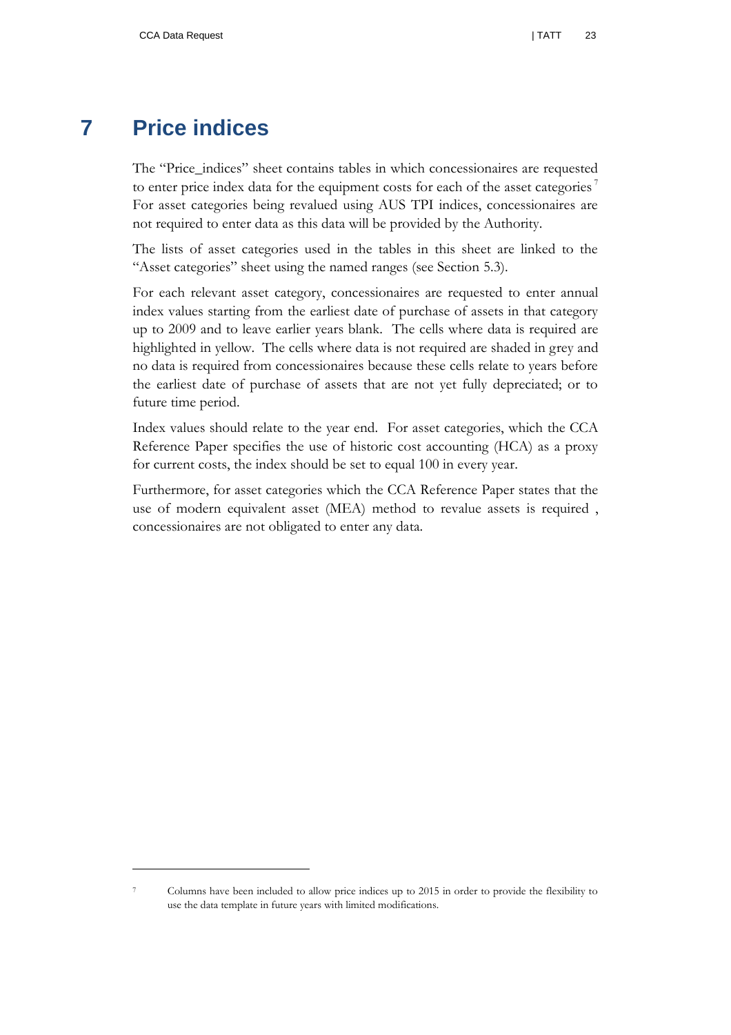# 7 Price indices

The "Price_indices" sheet contains tables in which concessionaires are requested to enter price index data for the equipment costs for each of the asset categories[7] For asset categories being revalued using AUS TPI indices, concessionaires are not required to enter data as this data will be provided by the Authority.

The lists of asset categories used in the tables in this sheet are linked to the "Asset categories" sheet using the named ranges (see Section 5.3).

For each relevant asset category, concessionaires are requested to enter annual index values starting from the earliest date of purchase of assets in that category up to 2009 and to leave earlier years blank. The cells where data is required are highlighted in yellow. The cells where data is not required are shaded in grey and no data is required from concessionaires because these cells relate to years before the earliest date of purchase of assets that are not yet fully depreciated; or to future time period.

Index values should relate to the year end. For asset categories, which the CCA Reference Paper specifies the use of historic cost accounting (HCA) as a proxy for current costs, the index should be set to equal 100 in every year.

Furthermore, for asset categories which the CCA Reference Paper states that the use of modern equivalent asset (MEA) method to revalue assets is required , concessionaires are not obligated to enter any data.

---

[7] Columns have been included to allow price indices up to 2015 in order to provide the flexibility to use the data template in future years with limited modifications.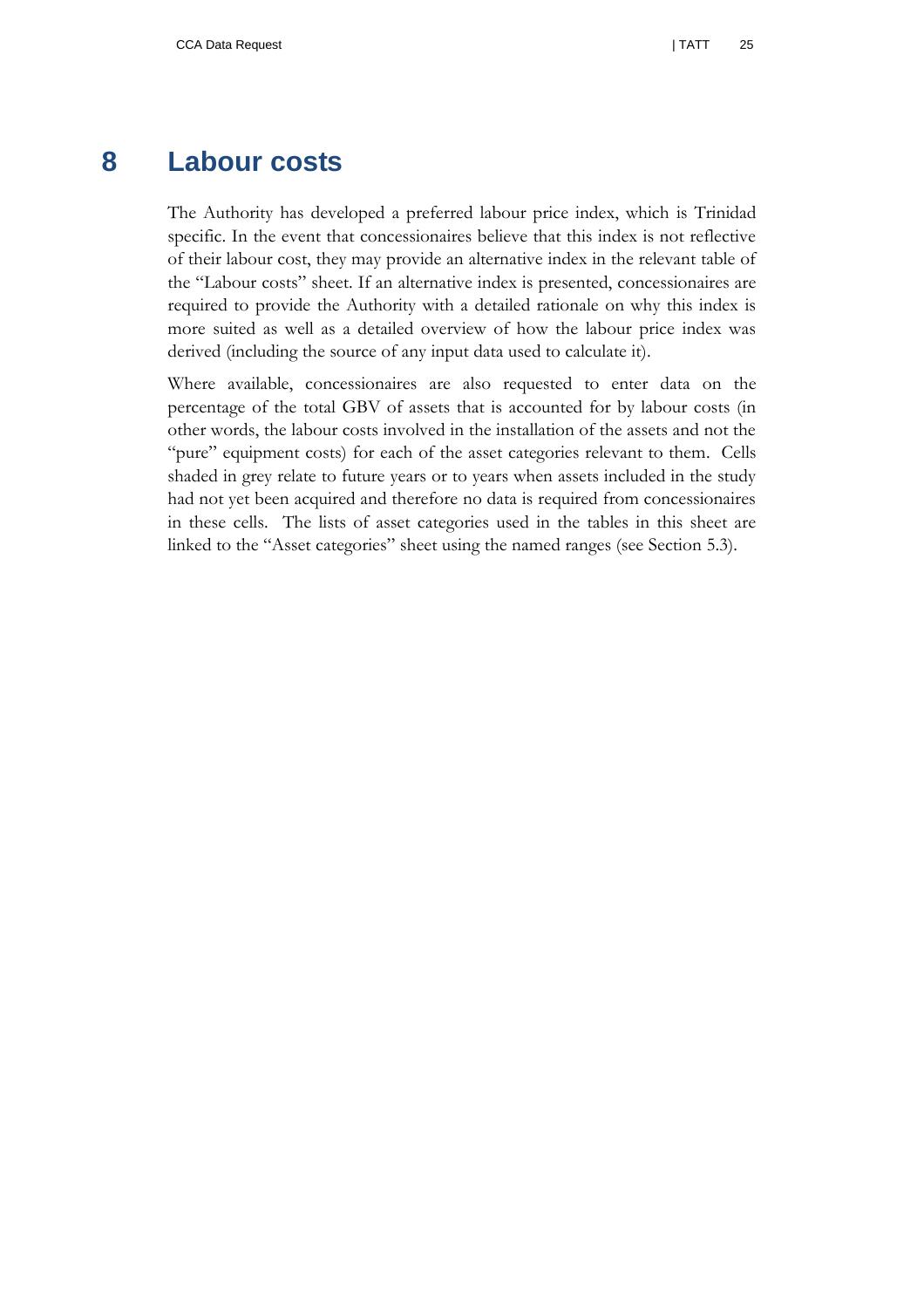# 8 Labour costs

The Authority has developed a preferred labour price index, which is Trinidad specific. In the event that concessionaires believe that this index is not reflective of their labour cost, they may provide an alternative index in the relevant table of the "Labour costs" sheet. If an alternative index is presented, concessionaires are required to provide the Authority with a detailed rationale on why this index is more suited as well as a detailed overview of how the labour price index was derived (including the source of any input data used to calculate it).

Where available, concessionaires are also requested to enter data on the percentage of the total GBV of assets that is accounted for by labour costs (in other words, the labour costs involved in the installation of the assets and not the "pure" equipment costs) for each of the asset categories relevant to them. Cells shaded in grey relate to future years or to years when assets included in the study had not yet been acquired and therefore no data is required from concessionaires in these cells. The lists of asset categories used in the tables in this sheet are linked to the "Asset categories" sheet using the named ranges (see Section 5.3).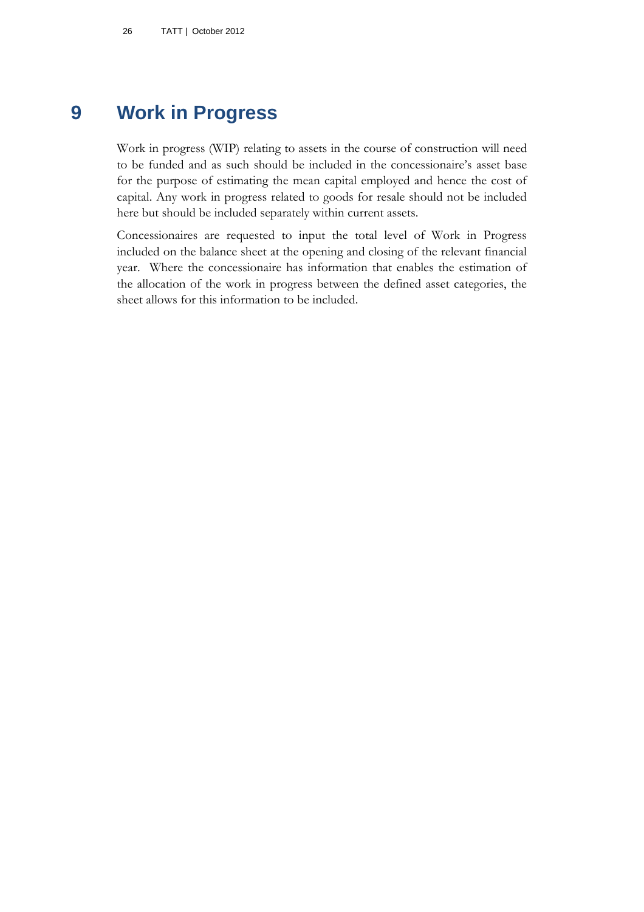# 9 Work in Progress

Work in progress (WIP) relating to assets in the course of construction will need to be funded and as such should be included in the concessionaire's asset base for the purpose of estimating the mean capital employed and hence the cost of capital. Any work in progress related to goods for resale should not be included here but should be included separately within current assets.

Concessionaires are requested to input the total level of Work in Progress included on the balance sheet at the opening and closing of the relevant financial year. Where the concessionaire has information that enables the estimation of the allocation of the work in progress between the defined asset categories, the sheet allows for this information to be included.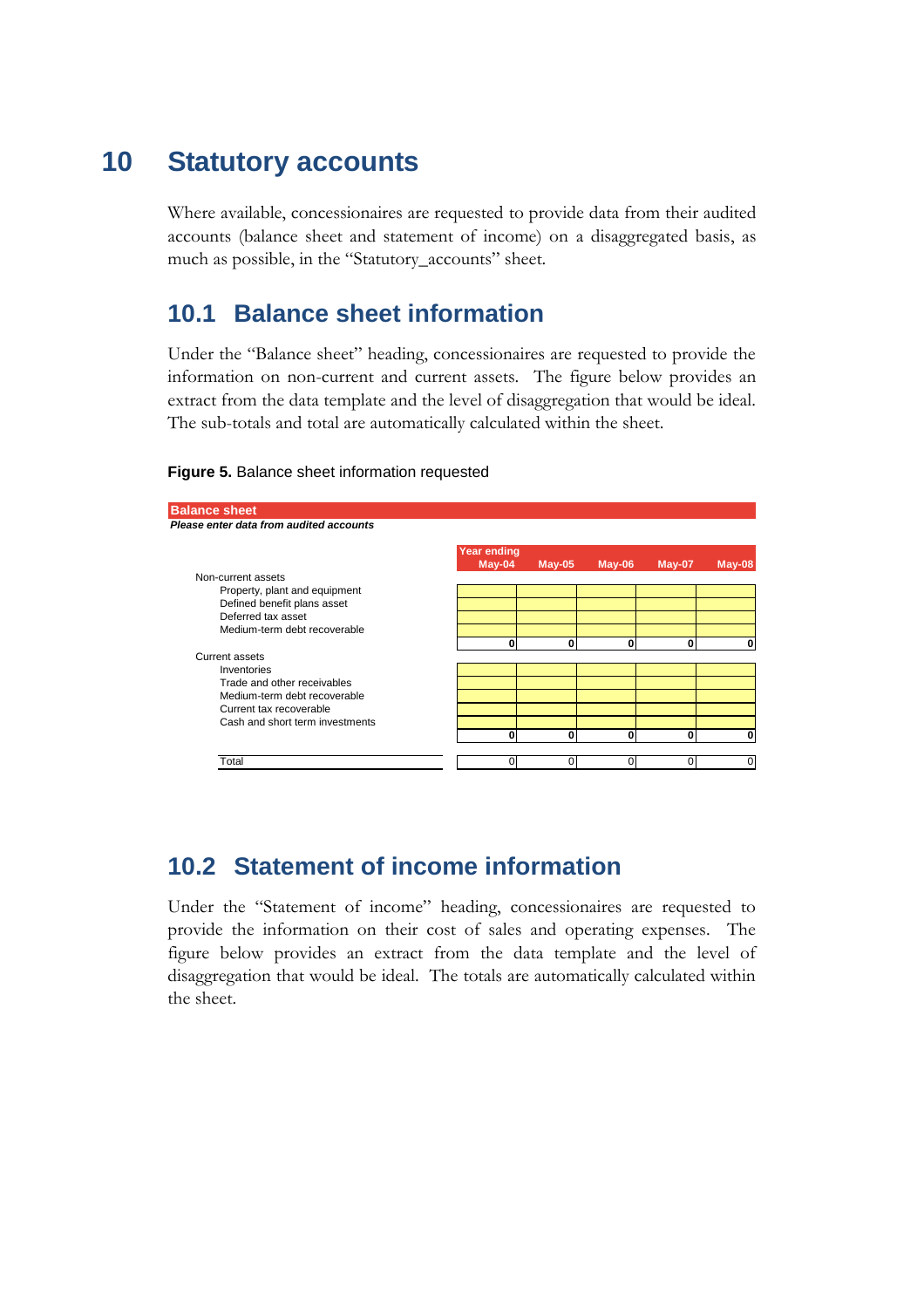# 10 Statutory accounts

Where available, concessionaires are requested to provide data from their audited accounts (balance sheet and statement of income) on a disaggregated basis, as much as possible, in the "Statutory_accounts" sheet.

## 10.1 Balance sheet information

Under the "Balance sheet" heading, concessionaires are requested to provide the information on non-current and current assets. The figure below provides an extract from the data template and the level of disaggregation that would be ideal. The sub-totals and total are automatically calculated within the sheet.

**Figure 5.** Balance sheet information requested

**Balance sheet**

***Please enter data from audited accounts***

| | Year ending May-04 | May-05 | May-06 | May-07 | May-08 |
|---|---|---|---|---|---|
| Non-current assets | | | | | |
| Property, plant and equipment | | | | | |
| Defined benefit plans asset | | | | | |
| Deferred tax asset | | | | | |
| Medium-term debt recoverable | | | | | |
| | 0 | 0 | 0 | 0 | 0 |
| Current assets | | | | | |
| Inventories | | | | | |
| Trade and other receivables | | | | | |
| Medium-term debt recoverable | | | | | |
| Current tax recoverable | | | | | |
| Cash and short term investments | | | | | |
| | 0 | 0 | 0 | 0 | 0 |
| Total | 0 | 0 | 0 | 0 | 0 |

## 10.2 Statement of income information

Under the "Statement of income" heading, concessionaires are requested to provide the information on their cost of sales and operating expenses. The figure below provides an extract from the data template and the level of disaggregation that would be ideal. The totals are automatically calculated within the sheet.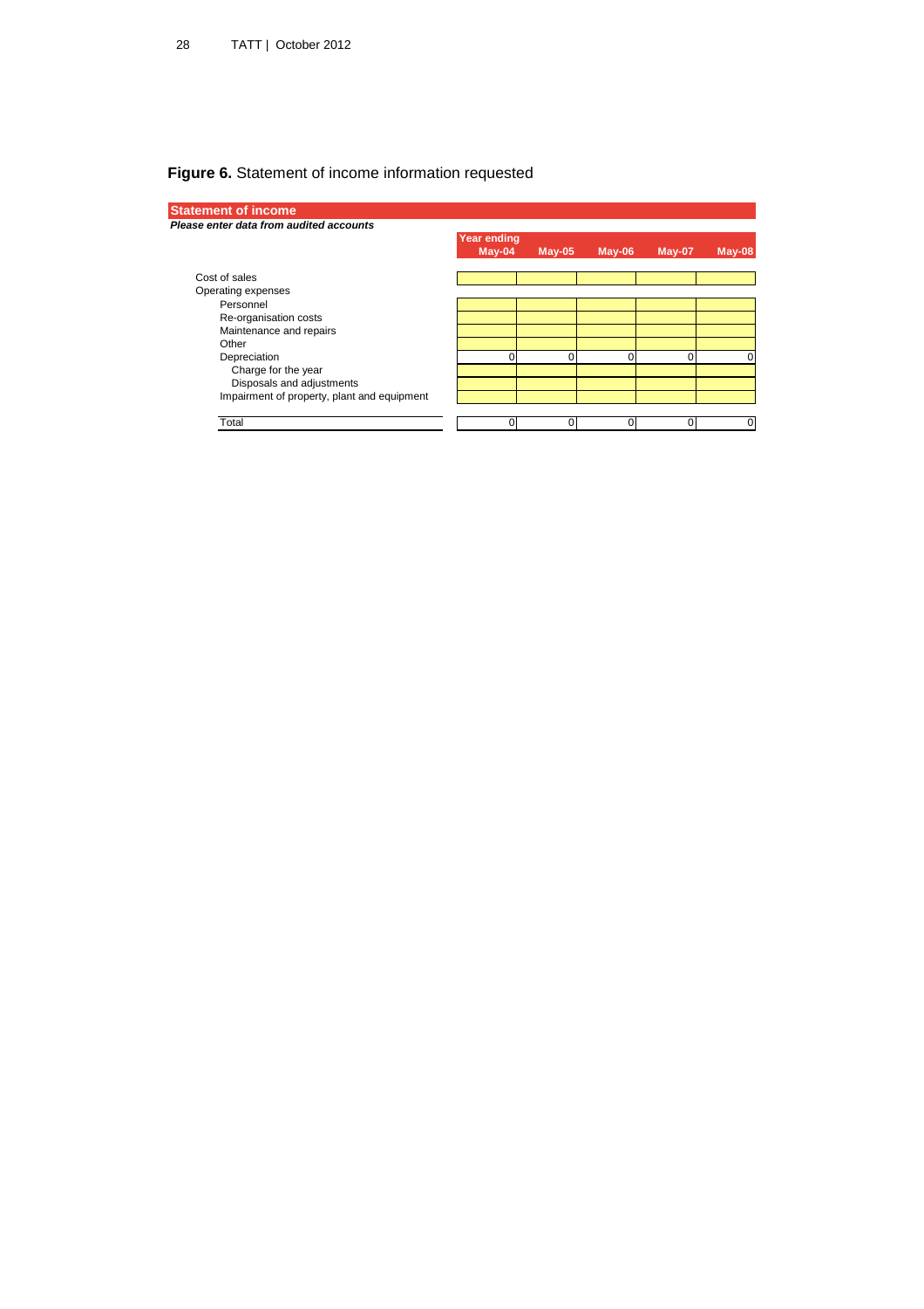**Figure 6.** Statement of income information requested

| Statement of income | | | | | |
|---|---|---|---|---|---|
| *Please enter data from audited accounts* | | | | | |
| | Year ending May-04 | May-05 | May-06 | May-07 | May-08 |
| Cost of sales | | | | | |
| Operating expenses | | | | | |
| Personnel | | | | | |
| Re-organisation costs | | | | | |
| Maintenance and repairs | | | | | |
| Other | | | | | |
| Depreciation | 0 | 0 | 0 | 0 | 0 |
| Charge for the year | | | | | |
| Disposals and adjustments | | | | | |
| Impairment of property, plant and equipment | | | | | |
| Total | 0 | 0 | 0 | 0 | 0 |